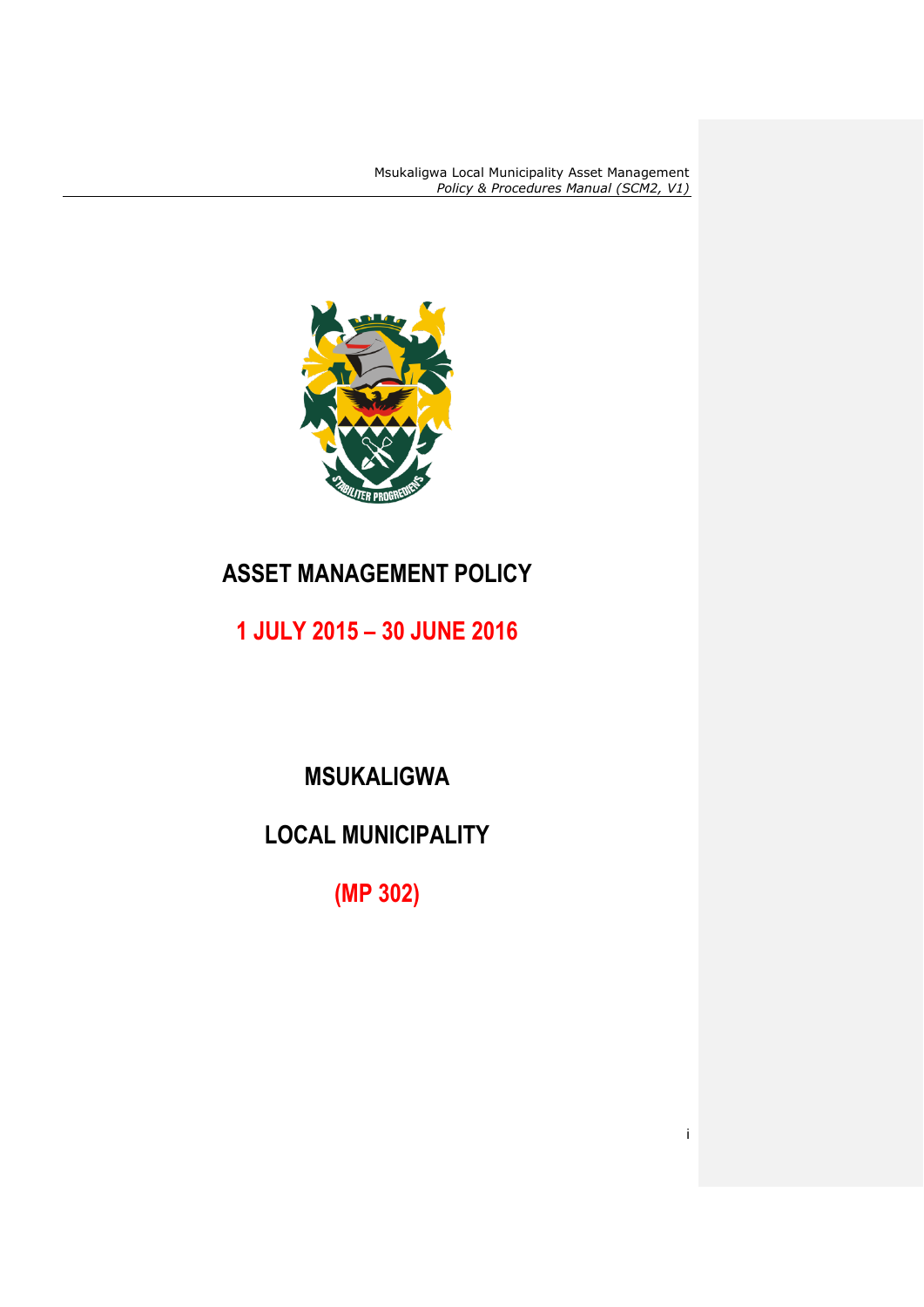# ASSET MANAGEMENT POLICY

## 1 JULY 2015 – 30 JUNE 2016

## MSUKALIGWA

## LOCAL MUNICIPALITY

## (MP 302)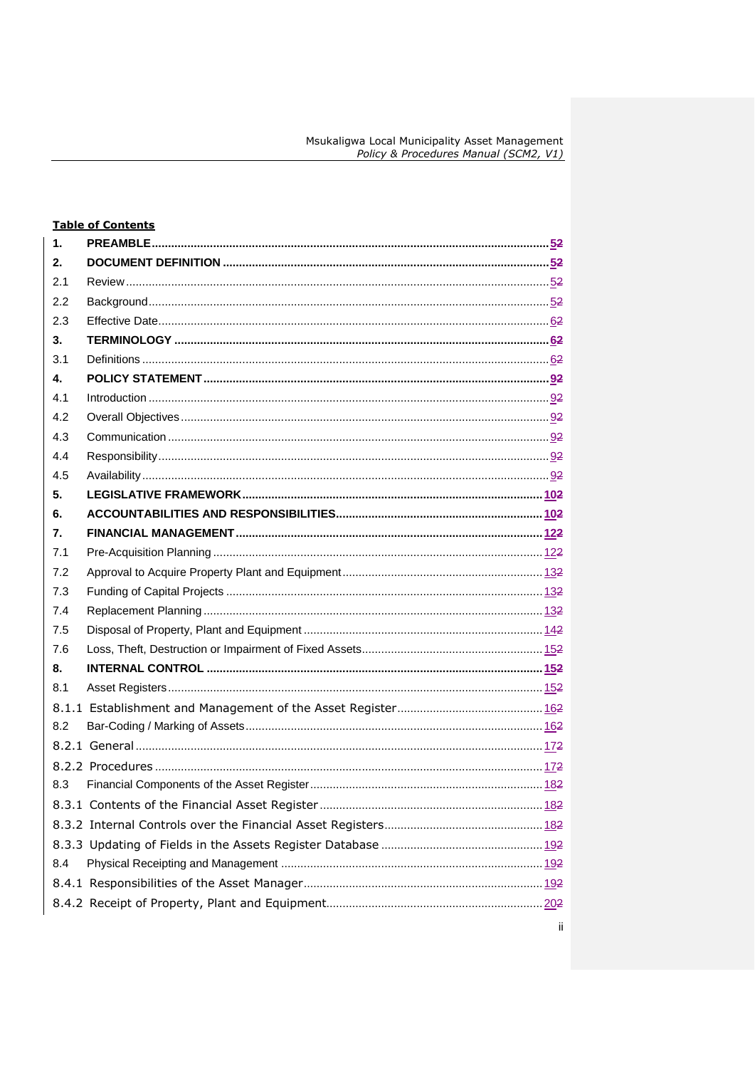**Table of Contents**

| | | |
|---|---|---|
| **1.** | **PREAMBLE** | **5~~2~~** |
| **2.** | **DOCUMENT DEFINITION** | **5~~2~~** |
| 2.1 | Review | 5~~2~~ |
| 2.2 | Background | 5~~2~~ |
| 2.3 | Effective Date | 6~~2~~ |
| **3.** | **TERMINOLOGY** | **6~~2~~** |
| 3.1 | Definitions | 6~~2~~ |
| **4.** | **POLICY STATEMENT** | **9~~2~~** |
| 4.1 | Introduction | 9~~2~~ |
| 4.2 | Overall Objectives | 9~~2~~ |
| 4.3 | Communication | 9~~2~~ |
| 4.4 | Responsibility | 9~~2~~ |
| 4.5 | Availability | 9~~2~~ |
| **5.** | **LEGISLATIVE FRAMEWORK** | **10~~2~~** |
| **6.** | **ACCOUNTABILITIES AND RESPONSIBILITIES** | **10~~2~~** |
| **7.** | **FINANCIAL MANAGEMENT** | **12~~2~~** |
| 7.1 | Pre-Acquisition Planning | 12~~2~~ |
| 7.2 | Approval to Acquire Property Plant and Equipment | 13~~2~~ |
| 7.3 | Funding of Capital Projects | 13~~2~~ |
| 7.4 | Replacement Planning | 13~~2~~ |
| 7.5 | Disposal of Property, Plant and Equipment | 14~~2~~ |
| 7.6 | Loss, Theft, Destruction or Impairment of Fixed Assets | 15~~2~~ |
| **8.** | **INTERNAL CONTROL** | **15~~2~~** |
| 8.1 | Asset Registers | 15~~2~~ |
| 8.1.1 | Establishment and Management of the Asset Register | 16~~2~~ |
| 8.2 | Bar-Coding / Marking of Assets | 16~~2~~ |
| 8.2.1 | General | 17~~2~~ |
| 8.2.2 | Procedures | 17~~2~~ |
| 8.3 | Financial Components of the Asset Register | 18~~2~~ |
| 8.3.1 | Contents of the Financial Asset Register | 18~~2~~ |
| 8.3.2 | Internal Controls over the Financial Asset Registers | 18~~2~~ |
| 8.3.3 | Updating of Fields in the Assets Register Database | 19~~2~~ |
| 8.4 | Physical Receipting and Management | 19~~2~~ |
| 8.4.1 | Responsibilities of the Asset Manager | 19~~2~~ |
| 8.4.2 | Receipt of Property, Plant and Equipment | 20~~2~~ |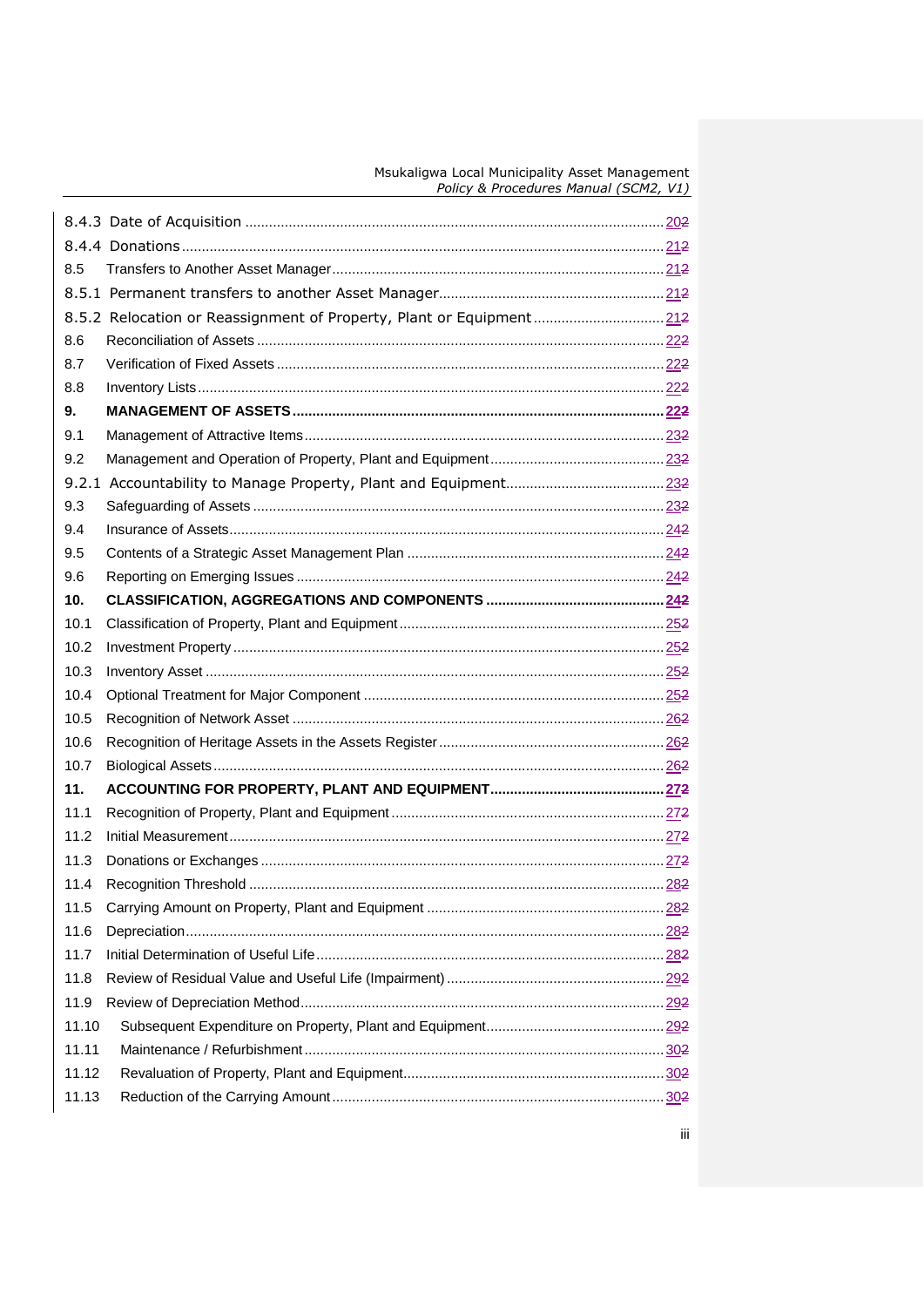| | | |
|---|---|---|
| 8.4.3 | Date of Acquisition | 202 |
| 8.4.4 | Donations | 212 |
| 8.5 | Transfers to Another Asset Manager | 212 |
| 8.5.1 | Permanent transfers to another Asset Manager | 212 |
| 8.5.2 | Relocation or Reassignment of Property, Plant or Equipment | 212 |
| 8.6 | Reconciliation of Assets | 222 |
| 8.7 | Verification of Fixed Assets | 222 |
| 8.8 | Inventory Lists | 222 |
| **9.** | **MANAGEMENT OF ASSETS** | **222** |
| 9.1 | Management of Attractive Items | 232 |
| 9.2 | Management and Operation of Property, Plant and Equipment | 232 |
| 9.2.1 | Accountability to Manage Property, Plant and Equipment | 232 |
| 9.3 | Safeguarding of Assets | 232 |
| 9.4 | Insurance of Assets | 242 |
| 9.5 | Contents of a Strategic Asset Management Plan | 242 |
| 9.6 | Reporting on Emerging Issues | 242 |
| **10.** | **CLASSIFICATION, AGGREGATIONS AND COMPONENTS** | **242** |
| 10.1 | Classification of Property, Plant and Equipment | 252 |
| 10.2 | Investment Property | 252 |
| 10.3 | Inventory Asset | 252 |
| 10.4 | Optional Treatment for Major Component | 252 |
| 10.5 | Recognition of Network Asset | 262 |
| 10.6 | Recognition of Heritage Assets in the Assets Register | 262 |
| 10.7 | Biological Assets | 262 |
| **11.** | **ACCOUNTING FOR PROPERTY, PLANT AND EQUIPMENT** | **272** |
| 11.1 | Recognition of Property, Plant and Equipment | 272 |
| 11.2 | Initial Measurement | 272 |
| 11.3 | Donations or Exchanges | 272 |
| 11.4 | Recognition Threshold | 282 |
| 11.5 | Carrying Amount on Property, Plant and Equipment | 282 |
| 11.6 | Depreciation | 282 |
| 11.7 | Initial Determination of Useful Life | 282 |
| 11.8 | Review of Residual Value and Useful Life (Impairment) | 292 |
| 11.9 | Review of Depreciation Method | 292 |
| 11.10 | Subsequent Expenditure on Property, Plant and Equipment | 292 |
| 11.11 | Maintenance / Refurbishment | 302 |
| 11.12 | Revaluation of Property, Plant and Equipment | 302 |
| 11.13 | Reduction of the Carrying Amount | 302 |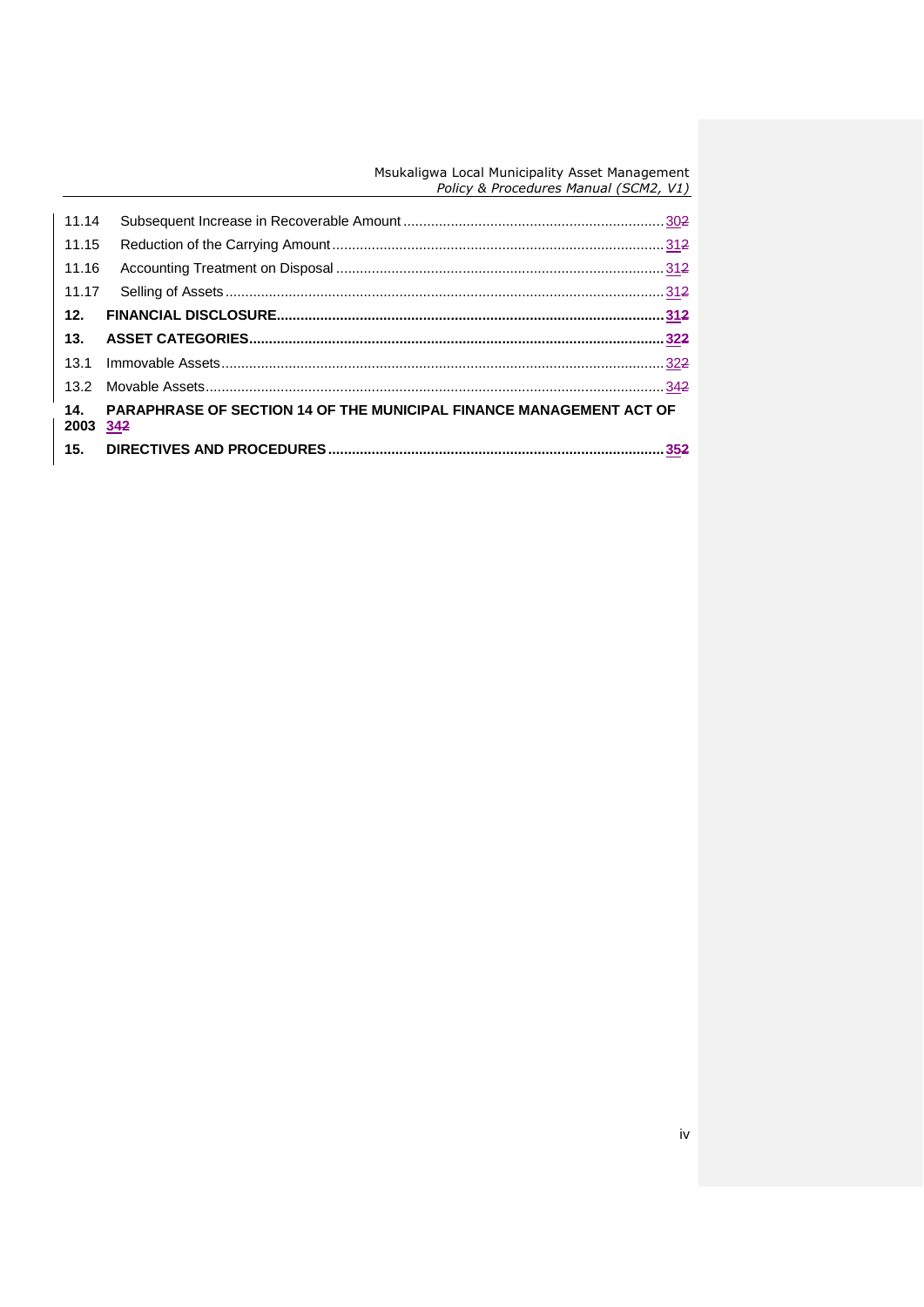| | | |
|---|---|---|
| 11.14 | Subsequent Increase in Recoverable Amount | 30~~2~~ |
| 11.15 | Reduction of the Carrying Amount | 31~~2~~ |
| 11.16 | Accounting Treatment on Disposal | 31~~2~~ |
| 11.17 | Selling of Assets | 31~~2~~ |
| **12.** | **FINANCIAL DISCLOSURE** | **31~~2~~** |
| **13.** | **ASSET CATEGORIES** | **32~~2~~** |
| 13.1 | Immovable Assets | 32~~2~~ |
| 13.2 | Movable Assets | 34~~2~~ |
| **14.** | **PARAPHRASE OF SECTION 14 OF THE MUNICIPAL FINANCE MANAGEMENT ACT OF 2003** | **34~~2~~** |
| **15.** | **DIRECTIVES AND PROCEDURES** | **35~~2~~** |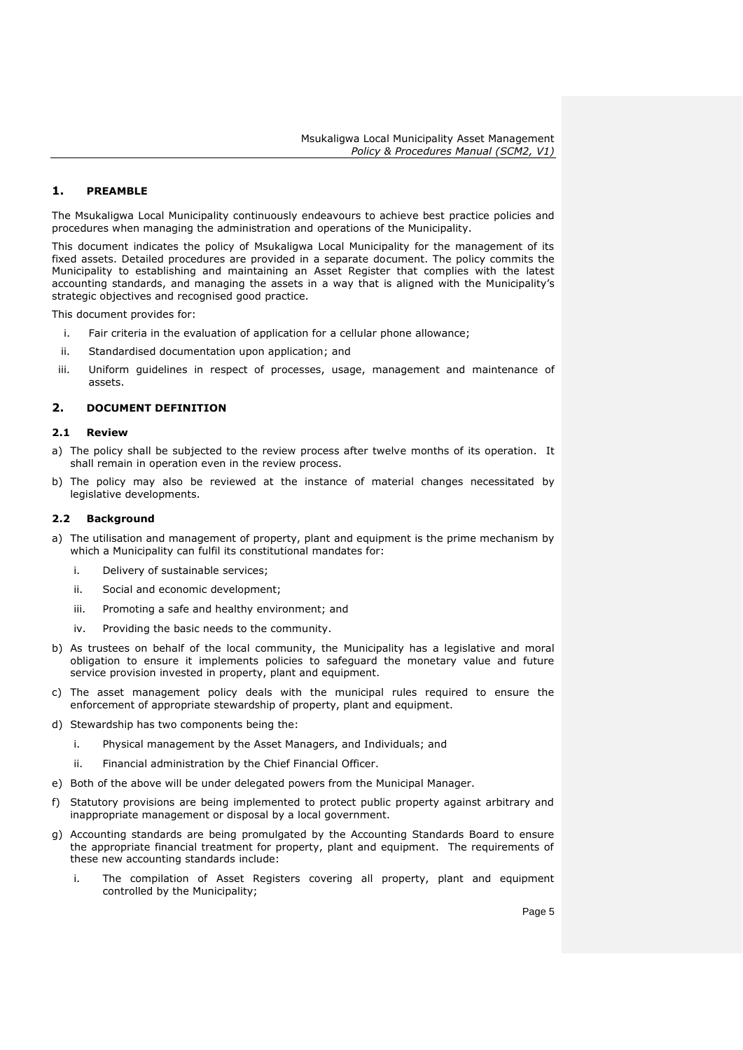## 1. PREAMBLE

The Msukaligwa Local Municipality continuously endeavours to achieve best practice policies and procedures when managing the administration and operations of the Municipality.

This document indicates the policy of Msukaligwa Local Municipality for the management of its fixed assets. Detailed procedures are provided in a separate document. The policy commits the Municipality to establishing and maintaining an Asset Register that complies with the latest accounting standards, and managing the assets in a way that is aligned with the Municipality's strategic objectives and recognised good practice.

This document provides for:

i. Fair criteria in the evaluation of application for a cellular phone allowance;
ii. Standardised documentation upon application; and
iii. Uniform guidelines in respect of processes, usage, management and maintenance of assets.

## 2. DOCUMENT DEFINITION

### 2.1 Review

a) The policy shall be subjected to the review process after twelve months of its operation. It shall remain in operation even in the review process.

b) The policy may also be reviewed at the instance of material changes necessitated by legislative developments.

### 2.2 Background

a) The utilisation and management of property, plant and equipment is the prime mechanism by which a Municipality can fulfil its constitutional mandates for:

   i. Delivery of sustainable services;
   ii. Social and economic development;
   iii. Promoting a safe and healthy environment; and
   iv. Providing the basic needs to the community.

b) As trustees on behalf of the local community, the Municipality has a legislative and moral obligation to ensure it implements policies to safeguard the monetary value and future service provision invested in property, plant and equipment.

c) The asset management policy deals with the municipal rules required to ensure the enforcement of appropriate stewardship of property, plant and equipment.

d) Stewardship has two components being the:

   i. Physical management by the Asset Managers, and Individuals; and
   ii. Financial administration by the Chief Financial Officer.

e) Both of the above will be under delegated powers from the Municipal Manager.

f) Statutory provisions are being implemented to protect public property against arbitrary and inappropriate management or disposal by a local government.

g) Accounting standards are being promulgated by the Accounting Standards Board to ensure the appropriate financial treatment for property, plant and equipment. The requirements of these new accounting standards include:

   i. The compilation of Asset Registers covering all property, plant and equipment controlled by the Municipality;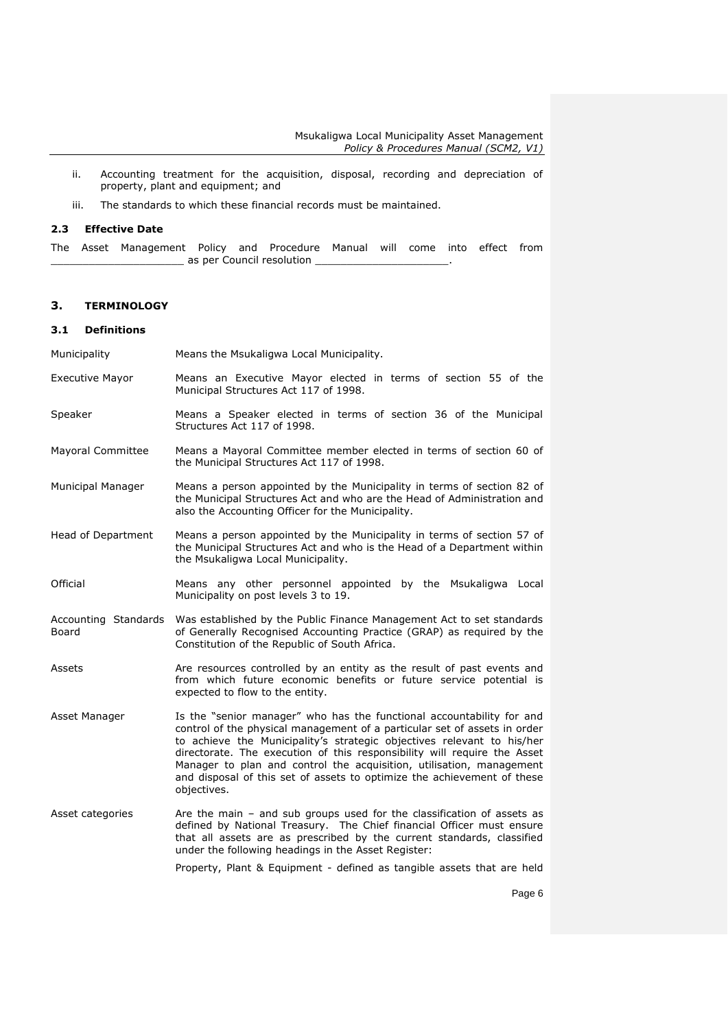ii. Accounting treatment for the acquisition, disposal, recording and depreciation of property, plant and equipment; and

iii. The standards to which these financial records must be maintained.

### 2.3 Effective Date

The Asset Management Policy and Procedure Manual will come into effect from ______________________ as per Council resolution ______________________.

## 3. TERMINOLOGY

### 3.1 Definitions

| | |
|---|---|
| Municipality | Means the Msukaligwa Local Municipality. |
| Executive Mayor | Means an Executive Mayor elected in terms of section 55 of the Municipal Structures Act 117 of 1998. |
| Speaker | Means a Speaker elected in terms of section 36 of the Municipal Structures Act 117 of 1998. |
| Mayoral Committee | Means a Mayoral Committee member elected in terms of section 60 of the Municipal Structures Act 117 of 1998. |
| Municipal Manager | Means a person appointed by the Municipality in terms of section 82 of the Municipal Structures Act and who are the Head of Administration and also the Accounting Officer for the Municipality. |
| Head of Department | Means a person appointed by the Municipality in terms of section 57 of the Municipal Structures Act and who is the Head of a Department within the Msukaligwa Local Municipality. |
| Official | Means any other personnel appointed by the Msukaligwa Local Municipality on post levels 3 to 19. |
| Accounting Standards Board | Was established by the Public Finance Management Act to set standards of Generally Recognised Accounting Practice (GRAP) as required by the Constitution of the Republic of South Africa. |
| Assets | Are resources controlled by an entity as the result of past events and from which future economic benefits or future service potential is expected to flow to the entity. |
| Asset Manager | Is the "senior manager" who has the functional accountability for and control of the physical management of a particular set of assets in order to achieve the Municipality's strategic objectives relevant to his/her directorate. The execution of this responsibility will require the Asset Manager to plan and control the acquisition, utilisation, management and disposal of this set of assets to optimize the achievement of these objectives. |
| Asset categories | Are the main – and sub groups used for the classification of assets as defined by National Treasury. The Chief financial Officer must ensure that all assets are as prescribed by the current standards, classified under the following headings in the Asset Register:<br><br>Property, Plant & Equipment - defined as tangible assets that are held |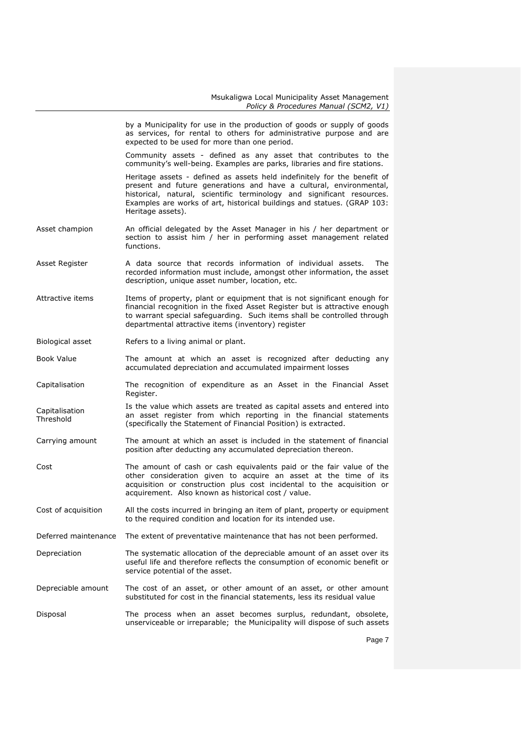by a Municipality for use in the production of goods or supply of goods as services, for rental to others for administrative purpose and are expected to be used for more than one period.

Community assets - defined as any asset that contributes to the community's well-being. Examples are parks, libraries and fire stations.

Heritage assets - defined as assets held indefinitely for the benefit of present and future generations and have a cultural, environmental, historical, natural, scientific terminology and significant resources. Examples are works of art, historical buildings and statues. (GRAP 103: Heritage assets).

| | |
|---|---|
| Asset champion | An official delegated by the Asset Manager in his / her department or section to assist him / her in performing asset management related functions. |
| Asset Register | A data source that records information of individual assets. The recorded information must include, amongst other information, the asset description, unique asset number, location, etc. |
| Attractive items | Items of property, plant or equipment that is not significant enough for financial recognition in the fixed Asset Register but is attractive enough to warrant special safeguarding. Such items shall be controlled through departmental attractive items (inventory) register |
| Biological asset | Refers to a living animal or plant. |
| Book Value | The amount at which an asset is recognized after deducting any accumulated depreciation and accumulated impairment losses |
| Capitalisation | The recognition of expenditure as an Asset in the Financial Asset Register. |
| Capitalisation Threshold | Is the value which assets are treated as capital assets and entered into an asset register from which reporting in the financial statements (specifically the Statement of Financial Position) is extracted. |
| Carrying amount | The amount at which an asset is included in the statement of financial position after deducting any accumulated depreciation thereon. |
| Cost | The amount of cash or cash equivalents paid or the fair value of the other consideration given to acquire an asset at the time of its acquisition or construction plus cost incidental to the acquisition or acquirement. Also known as historical cost / value. |
| Cost of acquisition | All the costs incurred in bringing an item of plant, property or equipment to the required condition and location for its intended use. |
| Deferred maintenance | The extent of preventative maintenance that has not been performed. |
| Depreciation | The systematic allocation of the depreciable amount of an asset over its useful life and therefore reflects the consumption of economic benefit or service potential of the asset. |
| Depreciable amount | The cost of an asset, or other amount of an asset, or other amount substituted for cost in the financial statements, less its residual value |
| Disposal | The process when an asset becomes surplus, redundant, obsolete, unserviceable or irreparable; the Municipality will dispose of such assets |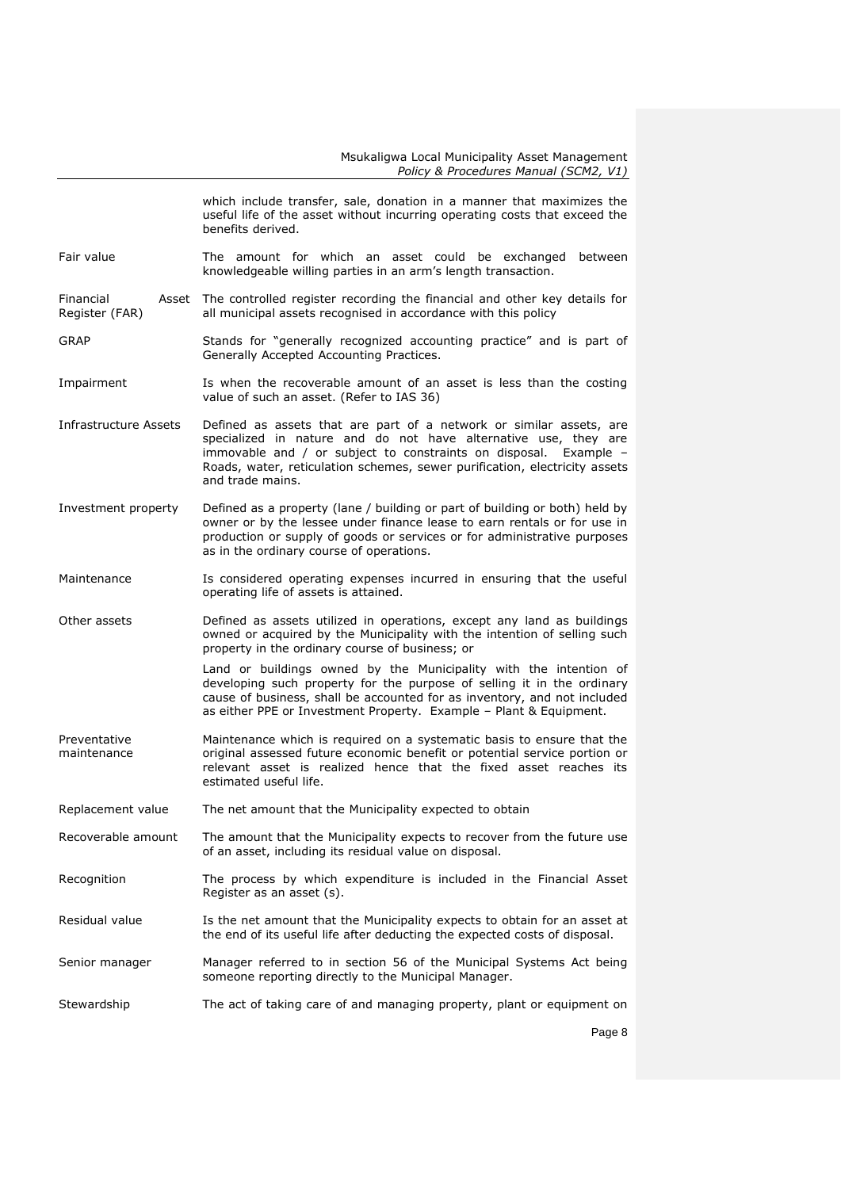| | |
|---|---|
| | which include transfer, sale, donation in a manner that maximizes the useful life of the asset without incurring operating costs that exceed the benefits derived. |
| Fair value | The amount for which an asset could be exchanged between knowledgeable willing parties in an arm's length transaction. |
| Financial Asset Register (FAR) | The controlled register recording the financial and other key details for all municipal assets recognised in accordance with this policy |
| GRAP | Stands for "generally recognized accounting practice" and is part of Generally Accepted Accounting Practices. |
| Impairment | Is when the recoverable amount of an asset is less than the costing value of such an asset. (Refer to IAS 36) |
| Infrastructure Assets | Defined as assets that are part of a network or similar assets, are specialized in nature and do not have alternative use, they are immovable and / or subject to constraints on disposal. Example – Roads, water, reticulation schemes, sewer purification, electricity assets and trade mains. |
| Investment property | Defined as a property (lane / building or part of building or both) held by owner or by the lessee under finance lease to earn rentals or for use in production or supply of goods or services or for administrative purposes as in the ordinary course of operations. |
| Maintenance | Is considered operating expenses incurred in ensuring that the useful operating life of assets is attained. |
| Other assets | Defined as assets utilized in operations, except any land as buildings owned or acquired by the Municipality with the intention of selling such property in the ordinary course of business; or<br><br>Land or buildings owned by the Municipality with the intention of developing such property for the purpose of selling it in the ordinary cause of business, shall be accounted for as inventory, and not included as either PPE or Investment Property. Example – Plant & Equipment. |
| Preventative maintenance | Maintenance which is required on a systematic basis to ensure that the original assessed future economic benefit or potential service portion or relevant asset is realized hence that the fixed asset reaches its estimated useful life. |
| Replacement value | The net amount that the Municipality expected to obtain |
| Recoverable amount | The amount that the Municipality expects to recover from the future use of an asset, including its residual value on disposal. |
| Recognition | The process by which expenditure is included in the Financial Asset Register as an asset (s). |
| Residual value | Is the net amount that the Municipality expects to obtain for an asset at the end of its useful life after deducting the expected costs of disposal. |
| Senior manager | Manager referred to in section 56 of the Municipal Systems Act being someone reporting directly to the Municipal Manager. |
| Stewardship | The act of taking care of and managing property, plant or equipment on |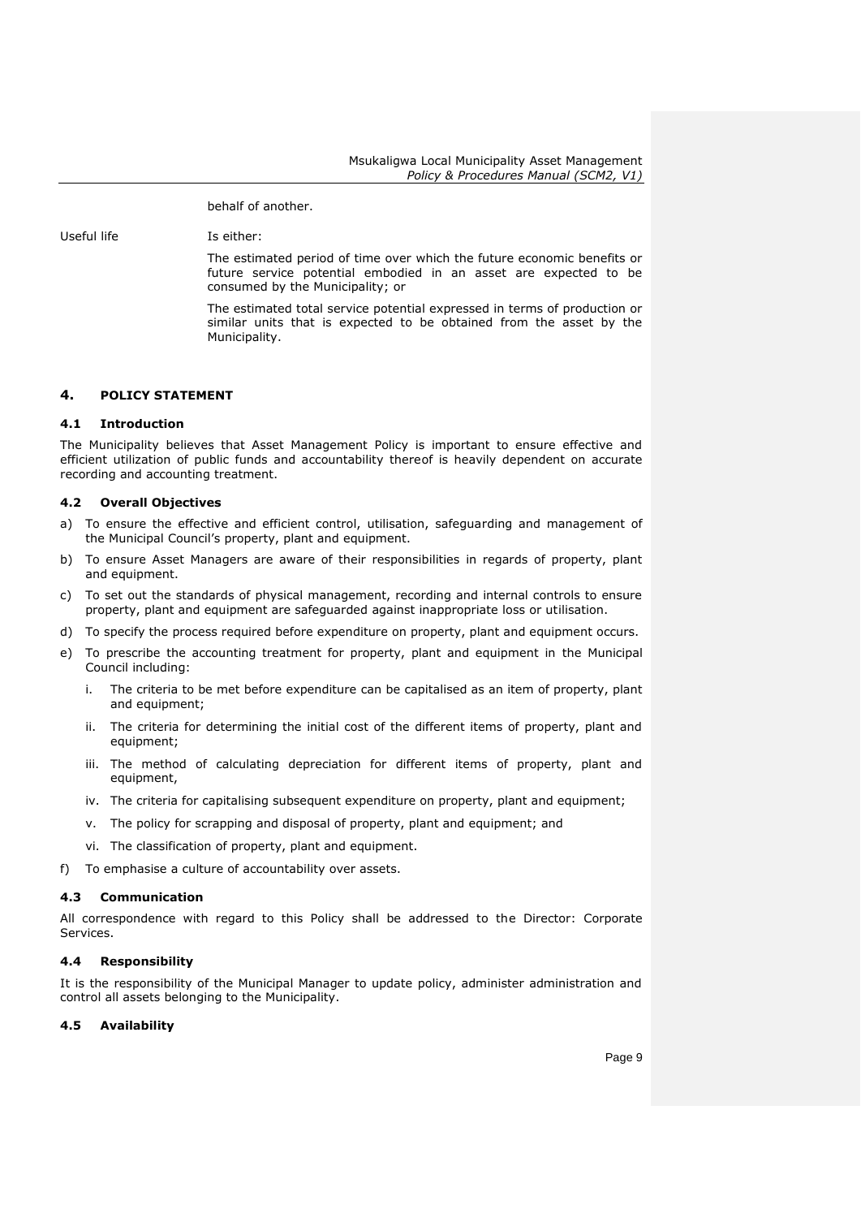behalf of another.

| | |
|---|---|
| Useful life | Is either: <br> The estimated period of time over which the future economic benefits or future service potential embodied in an asset are expected to be consumed by the Municipality; or <br> The estimated total service potential expressed in terms of production or similar units that is expected to be obtained from the asset by the Municipality. |

## 4. POLICY STATEMENT

### 4.1 Introduction

The Municipality believes that Asset Management Policy is important to ensure effective and efficient utilization of public funds and accountability thereof is heavily dependent on accurate recording and accounting treatment.

### 4.2 Overall Objectives

a) To ensure the effective and efficient control, utilisation, safeguarding and management of the Municipal Council's property, plant and equipment.

b) To ensure Asset Managers are aware of their responsibilities in regards of property, plant and equipment.

c) To set out the standards of physical management, recording and internal controls to ensure property, plant and equipment are safeguarded against inappropriate loss or utilisation.

d) To specify the process required before expenditure on property, plant and equipment occurs.

e) To prescribe the accounting treatment for property, plant and equipment in the Municipal Council including:

   i. The criteria to be met before expenditure can be capitalised as an item of property, plant and equipment;

   ii. The criteria for determining the initial cost of the different items of property, plant and equipment;

   iii. The method of calculating depreciation for different items of property, plant and equipment,

   iv. The criteria for capitalising subsequent expenditure on property, plant and equipment;

   v. The policy for scrapping and disposal of property, plant and equipment; and

   vi. The classification of property, plant and equipment.

f) To emphasise a culture of accountability over assets.

### 4.3 Communication

All correspondence with regard to this Policy shall be addressed to the Director: Corporate Services.

### 4.4 Responsibility

It is the responsibility of the Municipal Manager to update policy, administer administration and control all assets belonging to the Municipality.

### 4.5 Availability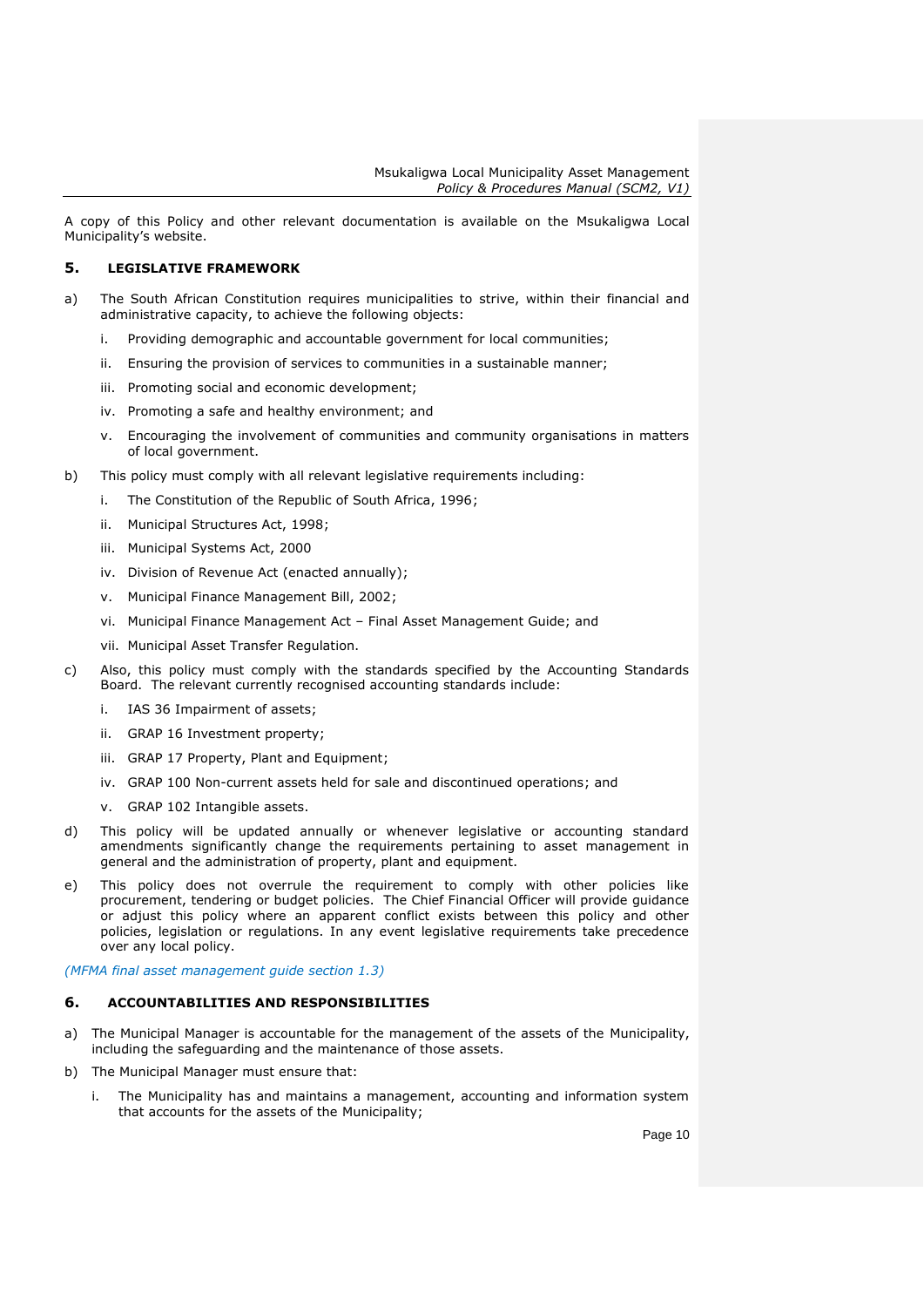A copy of this Policy and other relevant documentation is available on the Msukaligwa Local Municipality's website.

## 5. LEGISLATIVE FRAMEWORK

a) The South African Constitution requires municipalities to strive, within their financial and administrative capacity, to achieve the following objects:

   i. Providing demographic and accountable government for local communities;

   ii. Ensuring the provision of services to communities in a sustainable manner;

   iii. Promoting social and economic development;

   iv. Promoting a safe and healthy environment; and

   v. Encouraging the involvement of communities and community organisations in matters of local government.

b) This policy must comply with all relevant legislative requirements including:

   i. The Constitution of the Republic of South Africa, 1996;

   ii. Municipal Structures Act, 1998;

   iii. Municipal Systems Act, 2000

   iv. Division of Revenue Act (enacted annually);

   v. Municipal Finance Management Bill, 2002;

   vi. Municipal Finance Management Act – Final Asset Management Guide; and

   vii. Municipal Asset Transfer Regulation.

c) Also, this policy must comply with the standards specified by the Accounting Standards Board. The relevant currently recognised accounting standards include:

   i. IAS 36 Impairment of assets;

   ii. GRAP 16 Investment property;

   iii. GRAP 17 Property, Plant and Equipment;

   iv. GRAP 100 Non-current assets held for sale and discontinued operations; and

   v. GRAP 102 Intangible assets.

d) This policy will be updated annually or whenever legislative or accounting standard amendments significantly change the requirements pertaining to asset management in general and the administration of property, plant and equipment.

e) This policy does not overrule the requirement to comply with other policies like procurement, tendering or budget policies. The Chief Financial Officer will provide guidance or adjust this policy where an apparent conflict exists between this policy and other policies, legislation or regulations. In any event legislative requirements take precedence over any local policy.

*(MFMA final asset management guide section 1.3)*

## 6. ACCOUNTABILITIES AND RESPONSIBILITIES

a) The Municipal Manager is accountable for the management of the assets of the Municipality, including the safeguarding and the maintenance of those assets.

b) The Municipal Manager must ensure that:

   i. The Municipality has and maintains a management, accounting and information system that accounts for the assets of the Municipality;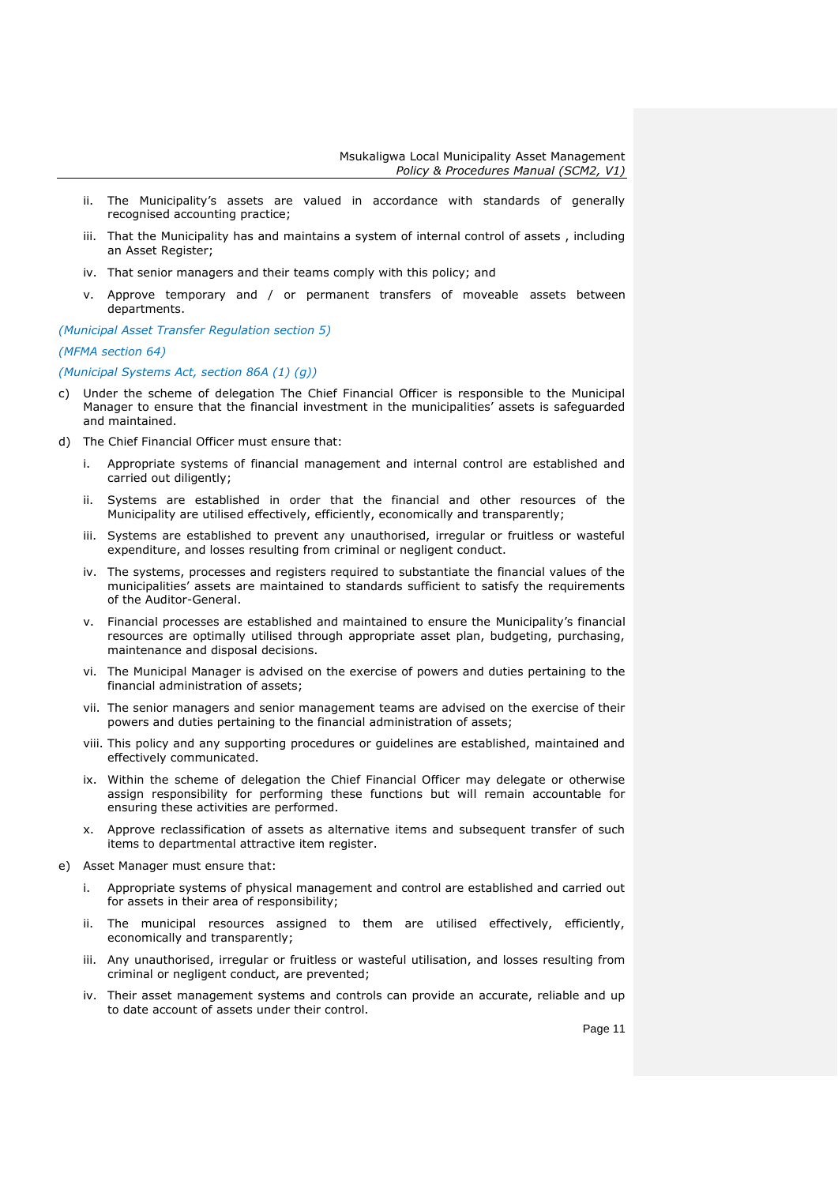ii. The Municipality's assets are valued in accordance with standards of generally recognised accounting practice;

iii. That the Municipality has and maintains a system of internal control of assets , including an Asset Register;

iv. That senior managers and their teams comply with this policy; and

v. Approve temporary and / or permanent transfers of moveable assets between departments.

*(Municipal Asset Transfer Regulation section 5)*

*(MFMA section 64)*

*(Municipal Systems Act, section 86A (1) (g))*

c) Under the scheme of delegation The Chief Financial Officer is responsible to the Municipal Manager to ensure that the financial investment in the municipalities' assets is safeguarded and maintained.

d) The Chief Financial Officer must ensure that:

i. Appropriate systems of financial management and internal control are established and carried out diligently;

ii. Systems are established in order that the financial and other resources of the Municipality are utilised effectively, efficiently, economically and transparently;

iii. Systems are established to prevent any unauthorised, irregular or fruitless or wasteful expenditure, and losses resulting from criminal or negligent conduct.

iv. The systems, processes and registers required to substantiate the financial values of the municipalities' assets are maintained to standards sufficient to satisfy the requirements of the Auditor-General.

v. Financial processes are established and maintained to ensure the Municipality's financial resources are optimally utilised through appropriate asset plan, budgeting, purchasing, maintenance and disposal decisions.

vi. The Municipal Manager is advised on the exercise of powers and duties pertaining to the financial administration of assets;

vii. The senior managers and senior management teams are advised on the exercise of their powers and duties pertaining to the financial administration of assets;

viii. This policy and any supporting procedures or guidelines are established, maintained and effectively communicated.

ix. Within the scheme of delegation the Chief Financial Officer may delegate or otherwise assign responsibility for performing these functions but will remain accountable for ensuring these activities are performed.

x. Approve reclassification of assets as alternative items and subsequent transfer of such items to departmental attractive item register.

e) Asset Manager must ensure that:

i. Appropriate systems of physical management and control are established and carried out for assets in their area of responsibility;

ii. The municipal resources assigned to them are utilised effectively, efficiently, economically and transparently;

iii. Any unauthorised, irregular or fruitless or wasteful utilisation, and losses resulting from criminal or negligent conduct, are prevented;

iv. Their asset management systems and controls can provide an accurate, reliable and up to date account of assets under their control.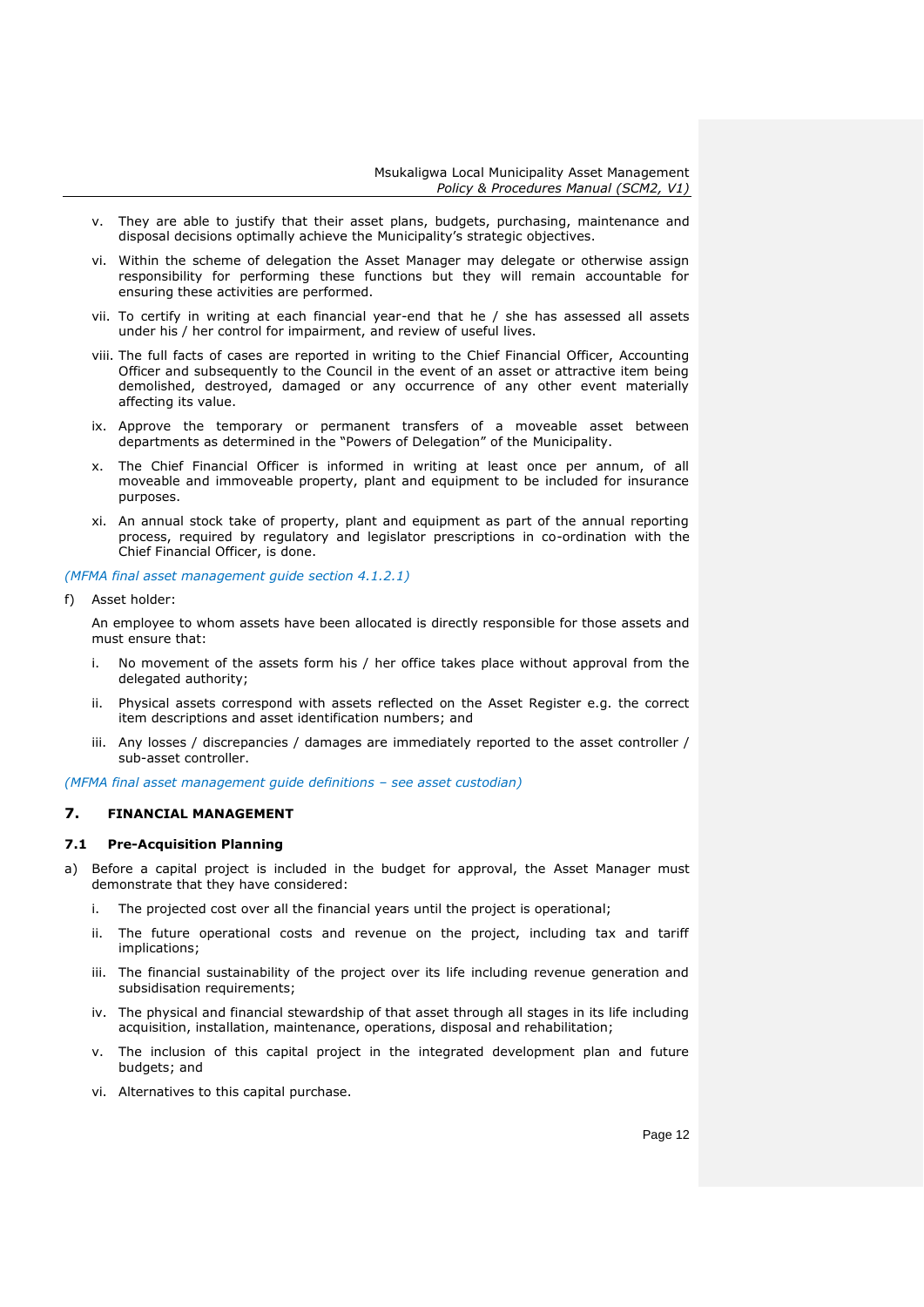v. They are able to justify that their asset plans, budgets, purchasing, maintenance and disposal decisions optimally achieve the Municipality's strategic objectives.

vi. Within the scheme of delegation the Asset Manager may delegate or otherwise assign responsibility for performing these functions but they will remain accountable for ensuring these activities are performed.

vii. To certify in writing at each financial year-end that he / she has assessed all assets under his / her control for impairment, and review of useful lives.

viii. The full facts of cases are reported in writing to the Chief Financial Officer, Accounting Officer and subsequently to the Council in the event of an asset or attractive item being demolished, destroyed, damaged or any occurrence of any other event materially affecting its value.

ix. Approve the temporary or permanent transfers of a moveable asset between departments as determined in the "Powers of Delegation" of the Municipality.

x. The Chief Financial Officer is informed in writing at least once per annum, of all moveable and immoveable property, plant and equipment to be included for insurance purposes.

xi. An annual stock take of property, plant and equipment as part of the annual reporting process, required by regulatory and legislator prescriptions in co-ordination with the Chief Financial Officer, is done.

*(MFMA final asset management guide section 4.1.2.1)*

f) Asset holder:

An employee to whom assets have been allocated is directly responsible for those assets and must ensure that:

i. No movement of the assets form his / her office takes place without approval from the delegated authority;

ii. Physical assets correspond with assets reflected on the Asset Register e.g. the correct item descriptions and asset identification numbers; and

iii. Any losses / discrepancies / damages are immediately reported to the asset controller / sub-asset controller.

*(MFMA final asset management guide definitions – see asset custodian)*

## 7. FINANCIAL MANAGEMENT

### 7.1 Pre-Acquisition Planning

a) Before a capital project is included in the budget for approval, the Asset Manager must demonstrate that they have considered:

i. The projected cost over all the financial years until the project is operational;

ii. The future operational costs and revenue on the project, including tax and tariff implications;

iii. The financial sustainability of the project over its life including revenue generation and subsidisation requirements;

iv. The physical and financial stewardship of that asset through all stages in its life including acquisition, installation, maintenance, operations, disposal and rehabilitation;

v. The inclusion of this capital project in the integrated development plan and future budgets; and

vi. Alternatives to this capital purchase.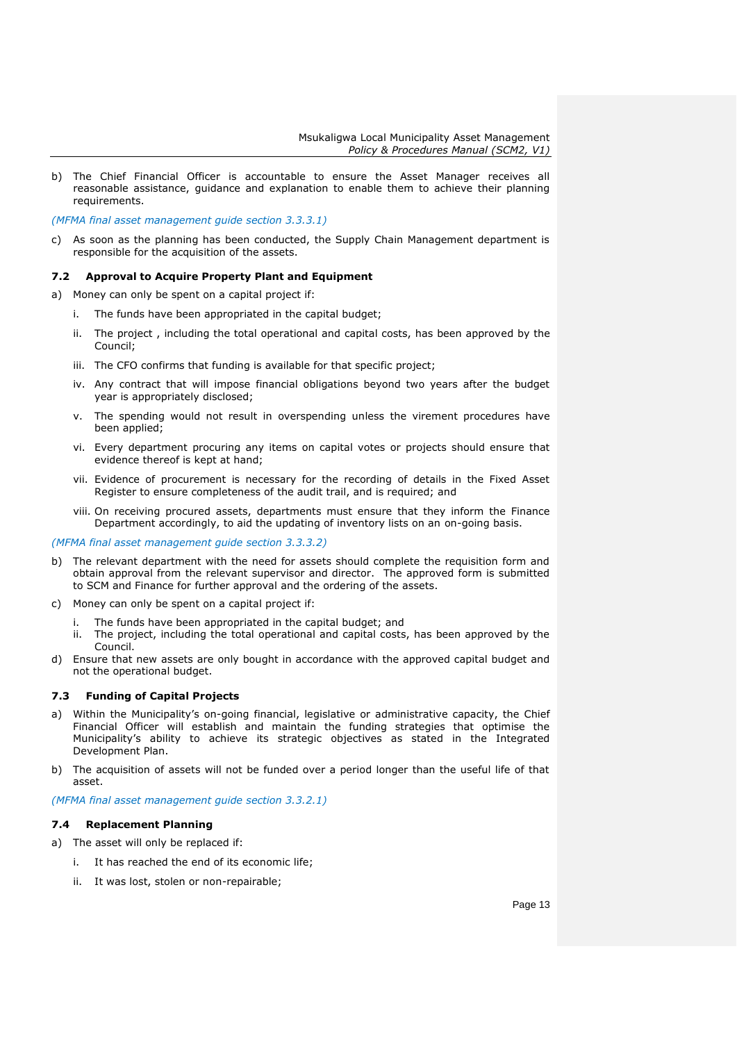b) The Chief Financial Officer is accountable to ensure the Asset Manager receives all reasonable assistance, guidance and explanation to enable them to achieve their planning requirements.

*(MFMA final asset management guide section 3.3.3.1)*

c) As soon as the planning has been conducted, the Supply Chain Management department is responsible for the acquisition of the assets.

### 7.2 Approval to Acquire Property Plant and Equipment

a) Money can only be spent on a capital project if:

   i. The funds have been appropriated in the capital budget;

   ii. The project , including the total operational and capital costs, has been approved by the Council;

   iii. The CFO confirms that funding is available for that specific project;

   iv. Any contract that will impose financial obligations beyond two years after the budget year is appropriately disclosed;

   v. The spending would not result in overspending unless the virement procedures have been applied;

   vi. Every department procuring any items on capital votes or projects should ensure that evidence thereof is kept at hand;

   vii. Evidence of procurement is necessary for the recording of details in the Fixed Asset Register to ensure completeness of the audit trail, and is required; and

   viii. On receiving procured assets, departments must ensure that they inform the Finance Department accordingly, to aid the updating of inventory lists on an on-going basis.

*(MFMA final asset management guide section 3.3.3.2)*

b) The relevant department with the need for assets should complete the requisition form and obtain approval from the relevant supervisor and director. The approved form is submitted to SCM and Finance for further approval and the ordering of the assets.

c) Money can only be spent on a capital project if:

   i. The funds have been appropriated in the capital budget; and

   ii. The project, including the total operational and capital costs, has been approved by the Council.

d) Ensure that new assets are only bought in accordance with the approved capital budget and not the operational budget.

### 7.3 Funding of Capital Projects

a) Within the Municipality's on-going financial, legislative or administrative capacity, the Chief Financial Officer will establish and maintain the funding strategies that optimise the Municipality's ability to achieve its strategic objectives as stated in the Integrated Development Plan.

b) The acquisition of assets will not be funded over a period longer than the useful life of that asset.

*(MFMA final asset management guide section 3.3.2.1)*

### 7.4 Replacement Planning

a) The asset will only be replaced if:

   i. It has reached the end of its economic life;

   ii. It was lost, stolen or non-repairable;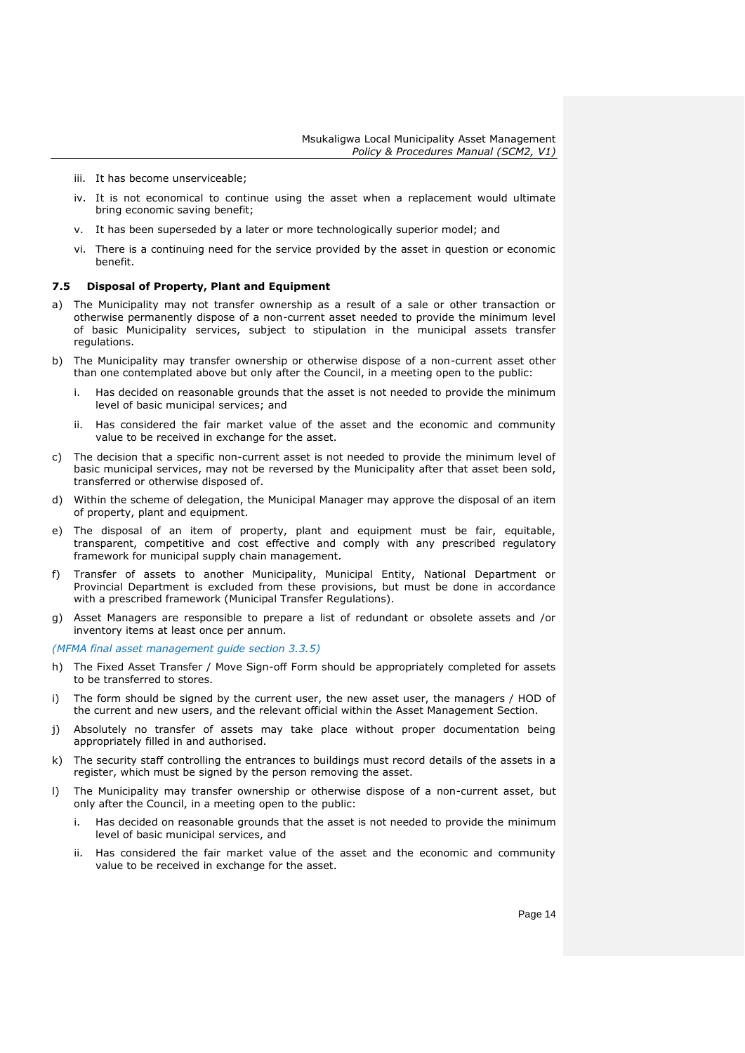iii. It has become unserviceable;

iv. It is not economical to continue using the asset when a replacement would ultimate bring economic saving benefit;

v. It has been superseded by a later or more technologically superior model; and

vi. There is a continuing need for the service provided by the asset in question or economic benefit.

### 7.5 Disposal of Property, Plant and Equipment

a) The Municipality may not transfer ownership as a result of a sale or other transaction or otherwise permanently dispose of a non-current asset needed to provide the minimum level of basic Municipality services, subject to stipulation in the municipal assets transfer regulations.

b) The Municipality may transfer ownership or otherwise dispose of a non-current asset other than one contemplated above but only after the Council, in a meeting open to the public:

   i. Has decided on reasonable grounds that the asset is not needed to provide the minimum level of basic municipal services; and

   ii. Has considered the fair market value of the asset and the economic and community value to be received in exchange for the asset.

c) The decision that a specific non-current asset is not needed to provide the minimum level of basic municipal services, may not be reversed by the Municipality after that asset been sold, transferred or otherwise disposed of.

d) Within the scheme of delegation, the Municipal Manager may approve the disposal of an item of property, plant and equipment.

e) The disposal of an item of property, plant and equipment must be fair, equitable, transparent, competitive and cost effective and comply with any prescribed regulatory framework for municipal supply chain management.

f) Transfer of assets to another Municipality, Municipal Entity, National Department or Provincial Department is excluded from these provisions, but must be done in accordance with a prescribed framework (Municipal Transfer Regulations).

g) Asset Managers are responsible to prepare a list of redundant or obsolete assets and /or inventory items at least once per annum.

*(MFMA final asset management guide section 3.3.5)*

h) The Fixed Asset Transfer / Move Sign-off Form should be appropriately completed for assets to be transferred to stores.

i) The form should be signed by the current user, the new asset user, the managers / HOD of the current and new users, and the relevant official within the Asset Management Section.

j) Absolutely no transfer of assets may take place without proper documentation being appropriately filled in and authorised.

k) The security staff controlling the entrances to buildings must record details of the assets in a register, which must be signed by the person removing the asset.

l) The Municipality may transfer ownership or otherwise dispose of a non-current asset, but only after the Council, in a meeting open to the public:

   i. Has decided on reasonable grounds that the asset is not needed to provide the minimum level of basic municipal services, and

   ii. Has considered the fair market value of the asset and the economic and community value to be received in exchange for the asset.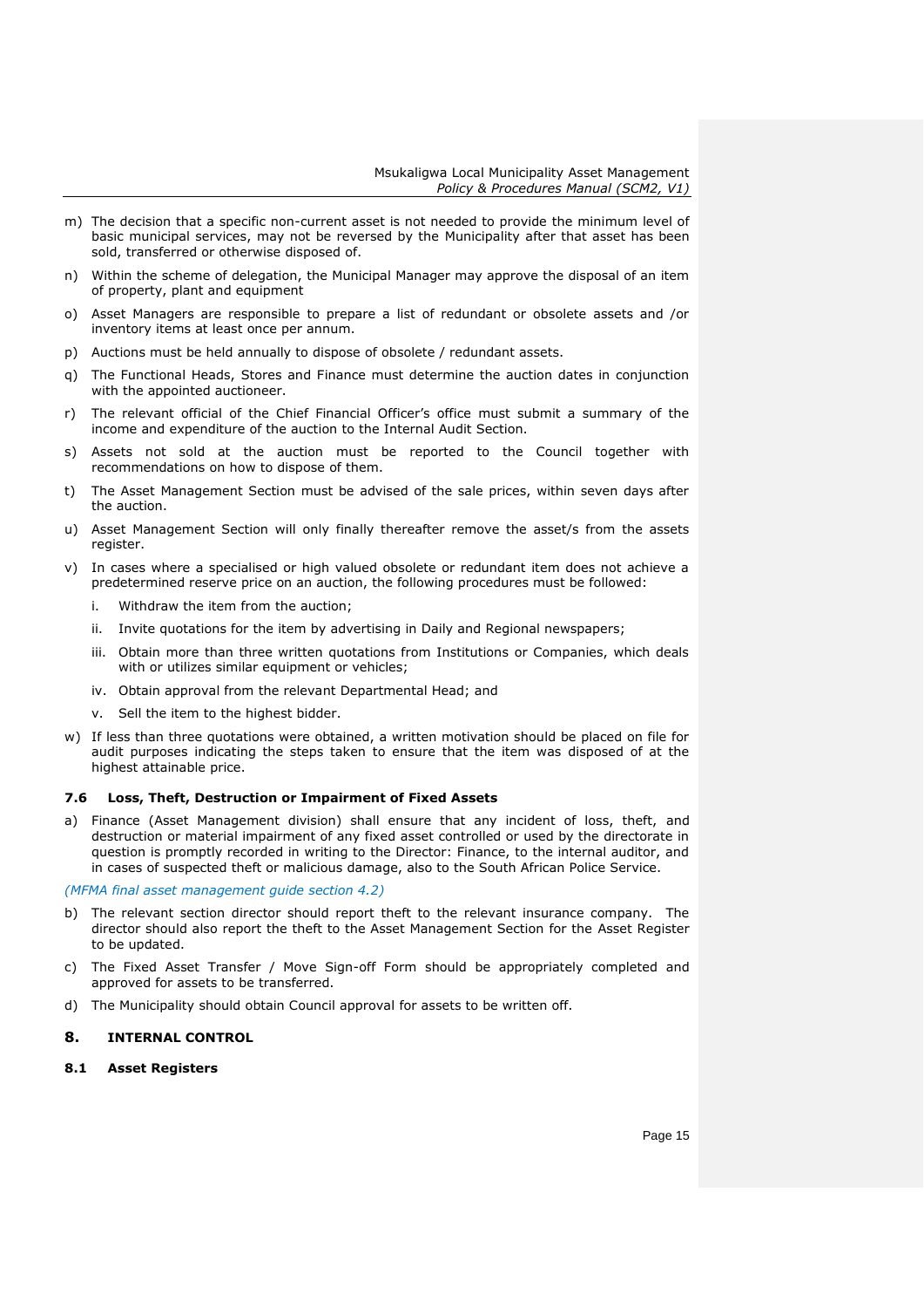m) The decision that a specific non-current asset is not needed to provide the minimum level of basic municipal services, may not be reversed by the Municipality after that asset has been sold, transferred or otherwise disposed of.

n) Within the scheme of delegation, the Municipal Manager may approve the disposal of an item of property, plant and equipment

o) Asset Managers are responsible to prepare a list of redundant or obsolete assets and /or inventory items at least once per annum.

p) Auctions must be held annually to dispose of obsolete / redundant assets.

q) The Functional Heads, Stores and Finance must determine the auction dates in conjunction with the appointed auctioneer.

r) The relevant official of the Chief Financial Officer's office must submit a summary of the income and expenditure of the auction to the Internal Audit Section.

s) Assets not sold at the auction must be reported to the Council together with recommendations on how to dispose of them.

t) The Asset Management Section must be advised of the sale prices, within seven days after the auction.

u) Asset Management Section will only finally thereafter remove the asset/s from the assets register.

v) In cases where a specialised or high valued obsolete or redundant item does not achieve a predetermined reserve price on an auction, the following procedures must be followed:

   i. Withdraw the item from the auction;

   ii. Invite quotations for the item by advertising in Daily and Regional newspapers;

   iii. Obtain more than three written quotations from Institutions or Companies, which deals with or utilizes similar equipment or vehicles;

   iv. Obtain approval from the relevant Departmental Head; and

   v. Sell the item to the highest bidder.

w) If less than three quotations were obtained, a written motivation should be placed on file for audit purposes indicating the steps taken to ensure that the item was disposed of at the highest attainable price.

### 7.6 Loss, Theft, Destruction or Impairment of Fixed Assets

a) Finance (Asset Management division) shall ensure that any incident of loss, theft, and destruction or material impairment of any fixed asset controlled or used by the directorate in question is promptly recorded in writing to the Director: Finance, to the internal auditor, and in cases of suspected theft or malicious damage, also to the South African Police Service.

*(MFMA final asset management guide section 4.2)*

b) The relevant section director should report theft to the relevant insurance company. The director should also report the theft to the Asset Management Section for the Asset Register to be updated.

c) The Fixed Asset Transfer / Move Sign-off Form should be appropriately completed and approved for assets to be transferred.

d) The Municipality should obtain Council approval for assets to be written off.

## 8. INTERNAL CONTROL

### 8.1 Asset Registers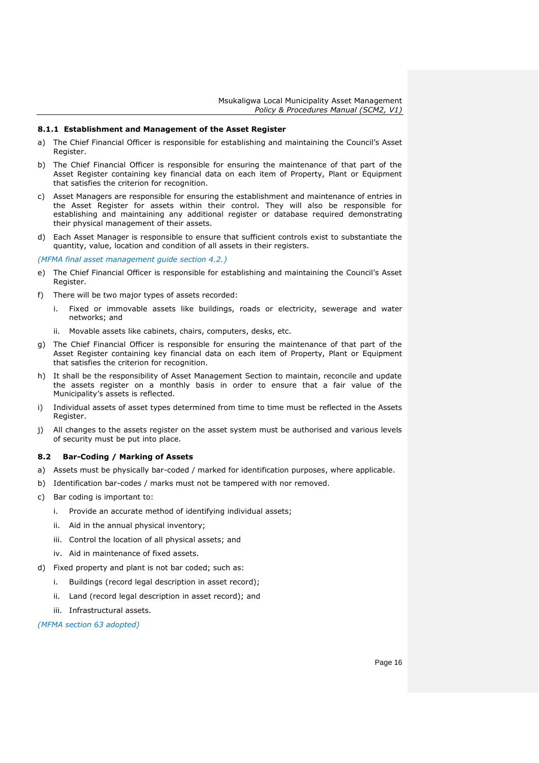### 8.1.1 Establishment and Management of the Asset Register

a) The Chief Financial Officer is responsible for establishing and maintaining the Council's Asset Register.

b) The Chief Financial Officer is responsible for ensuring the maintenance of that part of the Asset Register containing key financial data on each item of Property, Plant or Equipment that satisfies the criterion for recognition.

c) Asset Managers are responsible for ensuring the establishment and maintenance of entries in the Asset Register for assets within their control. They will also be responsible for establishing and maintaining any additional register or database required demonstrating their physical management of their assets.

d) Each Asset Manager is responsible to ensure that sufficient controls exist to substantiate the quantity, value, location and condition of all assets in their registers.

*(MFMA final asset management guide section 4.2.)*

e) The Chief Financial Officer is responsible for establishing and maintaining the Council's Asset Register.

f) There will be two major types of assets recorded:

   i. Fixed or immovable assets like buildings, roads or electricity, sewerage and water networks; and

   ii. Movable assets like cabinets, chairs, computers, desks, etc.

g) The Chief Financial Officer is responsible for ensuring the maintenance of that part of the Asset Register containing key financial data on each item of Property, Plant or Equipment that satisfies the criterion for recognition.

h) It shall be the responsibility of Asset Management Section to maintain, reconcile and update the assets register on a monthly basis in order to ensure that a fair value of the Municipality's assets is reflected.

i) Individual assets of asset types determined from time to time must be reflected in the Assets Register.

j) All changes to the assets register on the asset system must be authorised and various levels of security must be put into place.

### 8.2 Bar-Coding / Marking of Assets

a) Assets must be physically bar-coded / marked for identification purposes, where applicable.

b) Identification bar-codes / marks must not be tampered with nor removed.

c) Bar coding is important to:

   i. Provide an accurate method of identifying individual assets;

   ii. Aid in the annual physical inventory;

   iii. Control the location of all physical assets; and

   iv. Aid in maintenance of fixed assets.

d) Fixed property and plant is not bar coded; such as:

   i. Buildings (record legal description in asset record);

   ii. Land (record legal description in asset record); and

   iii. Infrastructural assets.

*(MFMA section 63 adopted)*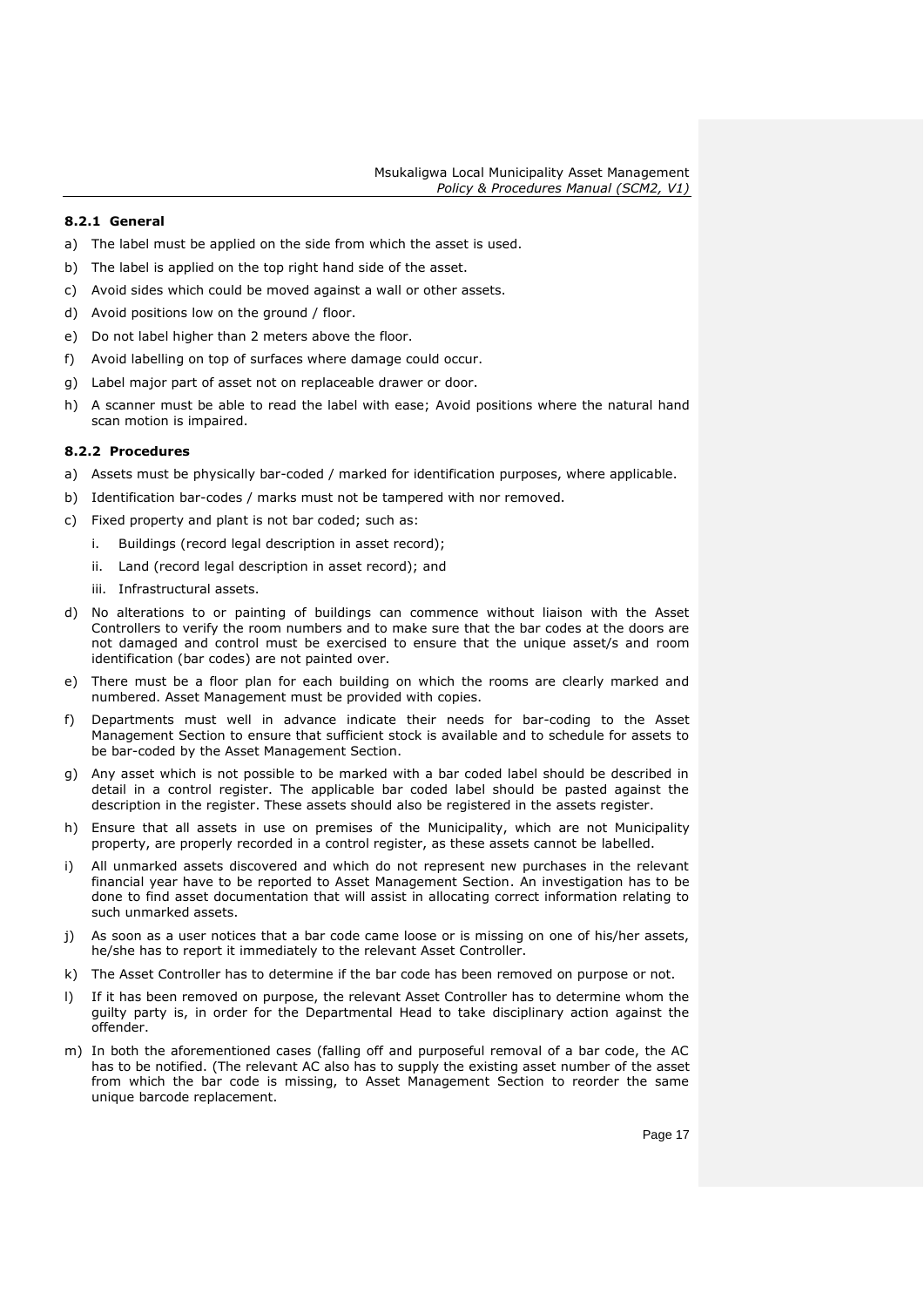#### 8.2.1 General

a) The label must be applied on the side from which the asset is used.

b) The label is applied on the top right hand side of the asset.

c) Avoid sides which could be moved against a wall or other assets.

d) Avoid positions low on the ground / floor.

e) Do not label higher than 2 meters above the floor.

f) Avoid labelling on top of surfaces where damage could occur.

g) Label major part of asset not on replaceable drawer or door.

h) A scanner must be able to read the label with ease; Avoid positions where the natural hand scan motion is impaired.

#### 8.2.2 Procedures

a) Assets must be physically bar-coded / marked for identification purposes, where applicable.

b) Identification bar-codes / marks must not be tampered with nor removed.

c) Fixed property and plant is not bar coded; such as:

   i. Buildings (record legal description in asset record);

   ii. Land (record legal description in asset record); and

   iii. Infrastructural assets.

d) No alterations to or painting of buildings can commence without liaison with the Asset Controllers to verify the room numbers and to make sure that the bar codes at the doors are not damaged and control must be exercised to ensure that the unique asset/s and room identification (bar codes) are not painted over.

e) There must be a floor plan for each building on which the rooms are clearly marked and numbered. Asset Management must be provided with copies.

f) Departments must well in advance indicate their needs for bar-coding to the Asset Management Section to ensure that sufficient stock is available and to schedule for assets to be bar-coded by the Asset Management Section.

g) Any asset which is not possible to be marked with a bar coded label should be described in detail in a control register. The applicable bar coded label should be pasted against the description in the register. These assets should also be registered in the assets register.

h) Ensure that all assets in use on premises of the Municipality, which are not Municipality property, are properly recorded in a control register, as these assets cannot be labelled.

i) All unmarked assets discovered and which do not represent new purchases in the relevant financial year have to be reported to Asset Management Section. An investigation has to be done to find asset documentation that will assist in allocating correct information relating to such unmarked assets.

j) As soon as a user notices that a bar code came loose or is missing on one of his/her assets, he/she has to report it immediately to the relevant Asset Controller.

k) The Asset Controller has to determine if the bar code has been removed on purpose or not.

l) If it has been removed on purpose, the relevant Asset Controller has to determine whom the guilty party is, in order for the Departmental Head to take disciplinary action against the offender.

m) In both the aforementioned cases (falling off and purposeful removal of a bar code, the AC has to be notified. (The relevant AC also has to supply the existing asset number of the asset from which the bar code is missing, to Asset Management Section to reorder the same unique barcode replacement.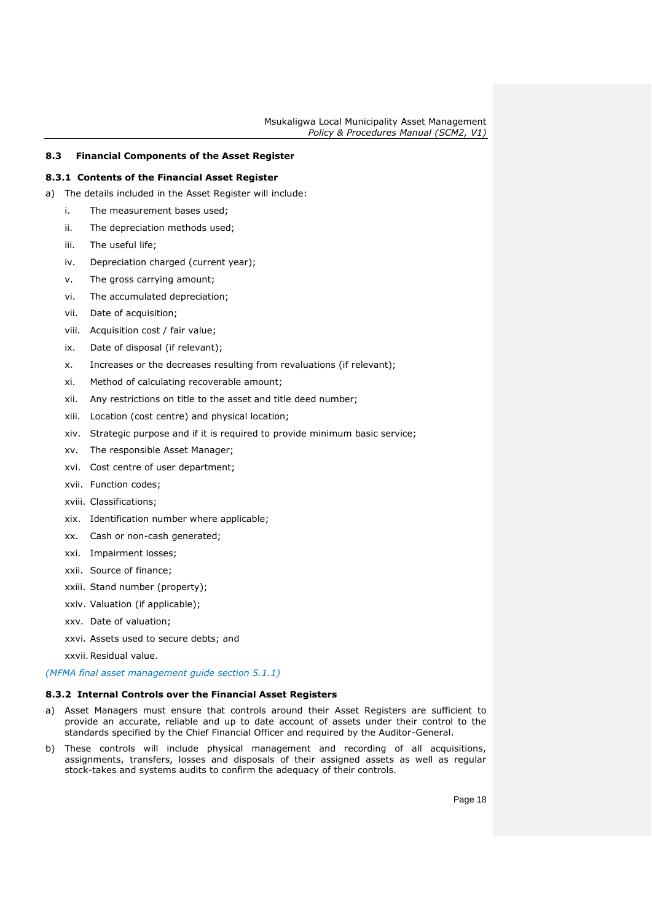### 8.3 Financial Components of the Asset Register

#### 8.3.1 Contents of the Financial Asset Register

a) The details included in the Asset Register will include:

   i. The measurement bases used;

   ii. The depreciation methods used;

   iii. The useful life;

   iv. Depreciation charged (current year);

   v. The gross carrying amount;

   vi. The accumulated depreciation;

   vii. Date of acquisition;

   viii. Acquisition cost / fair value;

   ix. Date of disposal (if relevant);

   x. Increases or the decreases resulting from revaluations (if relevant);

   xi. Method of calculating recoverable amount;

   xii. Any restrictions on title to the asset and title deed number;

   xiii. Location (cost centre) and physical location;

   xiv. Strategic purpose and if it is required to provide minimum basic service;

   xv. The responsible Asset Manager;

   xvi. Cost centre of user department;

   xvii. Function codes;

   xviii. Classifications;

   xix. Identification number where applicable;

   xx. Cash or non-cash generated;

   xxi. Impairment losses;

   xxii. Source of finance;

   xxiii. Stand number (property);

   xxiv. Valuation (if applicable);

   xxv. Date of valuation;

   xxvi. Assets used to secure debts; and

   xxvii. Residual value.

*(MFMA final asset management guide section 5.1.1)*

#### 8.3.2 Internal Controls over the Financial Asset Registers

a) Asset Managers must ensure that controls around their Asset Registers are sufficient to provide an accurate, reliable and up to date account of assets under their control to the standards specified by the Chief Financial Officer and required by the Auditor-General.

b) These controls will include physical management and recording of all acquisitions, assignments, transfers, losses and disposals of their assigned assets as well as regular stock-takes and systems audits to confirm the adequacy of their controls.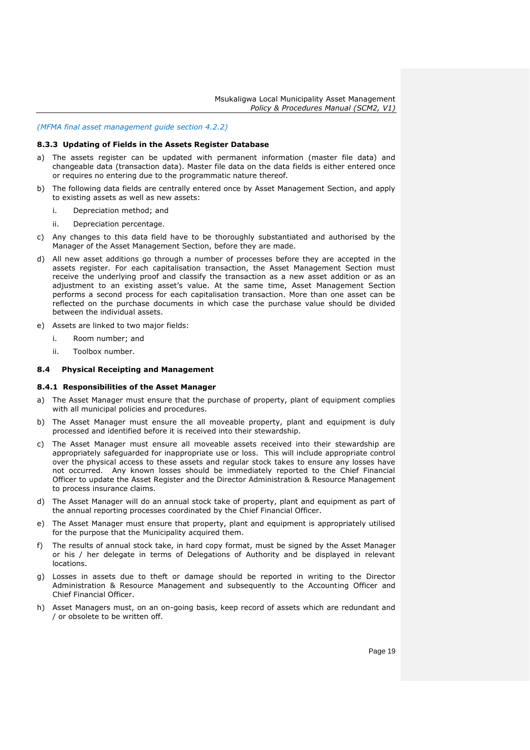*(MFMA final asset management guide section 4.2.2)*

### 8.3.3 Updating of Fields in the Assets Register Database

a) The assets register can be updated with permanent information (master file data) and changeable data (transaction data). Master file data on the data fields is either entered once or requires no entering due to the programmatic nature thereof.

b) The following data fields are centrally entered once by Asset Management Section, and apply to existing assets as well as new assets:

   i. Depreciation method; and

   ii. Depreciation percentage.

c) Any changes to this data field have to be thoroughly substantiated and authorised by the Manager of the Asset Management Section, before they are made.

d) All new asset additions go through a number of processes before they are accepted in the assets register. For each capitalisation transaction, the Asset Management Section must receive the underlying proof and classify the transaction as a new asset addition or as an adjustment to an existing asset's value. At the same time, Asset Management Section performs a second process for each capitalisation transaction. More than one asset can be reflected on the purchase documents in which case the purchase value should be divided between the individual assets.

e) Assets are linked to two major fields:

   i. Room number; and

   ii. Toolbox number.

## 8.4 Physical Receipting and Management

### 8.4.1 Responsibilities of the Asset Manager

a) The Asset Manager must ensure that the purchase of property, plant of equipment complies with all municipal policies and procedures.

b) The Asset Manager must ensure the all moveable property, plant and equipment is duly processed and identified before it is received into their stewardship.

c) The Asset Manager must ensure all moveable assets received into their stewardship are appropriately safeguarded for inappropriate use or loss. This will include appropriate control over the physical access to these assets and regular stock takes to ensure any losses have not occurred. Any known losses should be immediately reported to the Chief Financial Officer to update the Asset Register and the Director Administration & Resource Management to process insurance claims.

d) The Asset Manager will do an annual stock take of property, plant and equipment as part of the annual reporting processes coordinated by the Chief Financial Officer.

e) The Asset Manager must ensure that property, plant and equipment is appropriately utilised for the purpose that the Municipality acquired them.

f) The results of annual stock take, in hard copy format, must be signed by the Asset Manager or his / her delegate in terms of Delegations of Authority and be displayed in relevant locations.

g) Losses in assets due to theft or damage should be reported in writing to the Director Administration & Resource Management and subsequently to the Accounting Officer and Chief Financial Officer.

h) Asset Managers must, on an on-going basis, keep record of assets which are redundant and / or obsolete to be written off.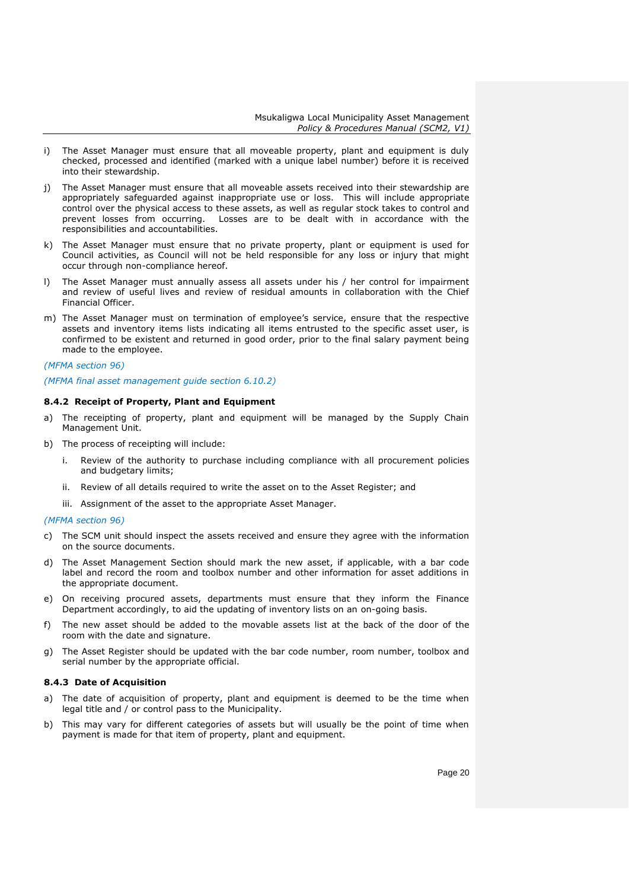i) The Asset Manager must ensure that all moveable property, plant and equipment is duly checked, processed and identified (marked with a unique label number) before it is received into their stewardship.

j) The Asset Manager must ensure that all moveable assets received into their stewardship are appropriately safeguarded against inappropriate use or loss. This will include appropriate control over the physical access to these assets, as well as regular stock takes to control and prevent losses from occurring. Losses are to be dealt with in accordance with the responsibilities and accountabilities.

k) The Asset Manager must ensure that no private property, plant or equipment is used for Council activities, as Council will not be held responsible for any loss or injury that might occur through non-compliance hereof.

l) The Asset Manager must annually assess all assets under his / her control for impairment and review of useful lives and review of residual amounts in collaboration with the Chief Financial Officer.

m) The Asset Manager must on termination of employee's service, ensure that the respective assets and inventory items lists indicating all items entrusted to the specific asset user, is confirmed to be existent and returned in good order, prior to the final salary payment being made to the employee.

*(MFMA section 96)*

*(MFMA final asset management guide section 6.10.2)*

### 8.4.2 Receipt of Property, Plant and Equipment

a) The receipting of property, plant and equipment will be managed by the Supply Chain Management Unit.

b) The process of receipting will include:

   i. Review of the authority to purchase including compliance with all procurement policies and budgetary limits;

   ii. Review of all details required to write the asset on to the Asset Register; and

   iii. Assignment of the asset to the appropriate Asset Manager.

*(MFMA section 96)*

c) The SCM unit should inspect the assets received and ensure they agree with the information on the source documents.

d) The Asset Management Section should mark the new asset, if applicable, with a bar code label and record the room and toolbox number and other information for asset additions in the appropriate document.

e) On receiving procured assets, departments must ensure that they inform the Finance Department accordingly, to aid the updating of inventory lists on an on-going basis.

f) The new asset should be added to the movable assets list at the back of the door of the room with the date and signature.

g) The Asset Register should be updated with the bar code number, room number, toolbox and serial number by the appropriate official.

### 8.4.3 Date of Acquisition

a) The date of acquisition of property, plant and equipment is deemed to be the time when legal title and / or control pass to the Municipality.

b) This may vary for different categories of assets but will usually be the point of time when payment is made for that item of property, plant and equipment.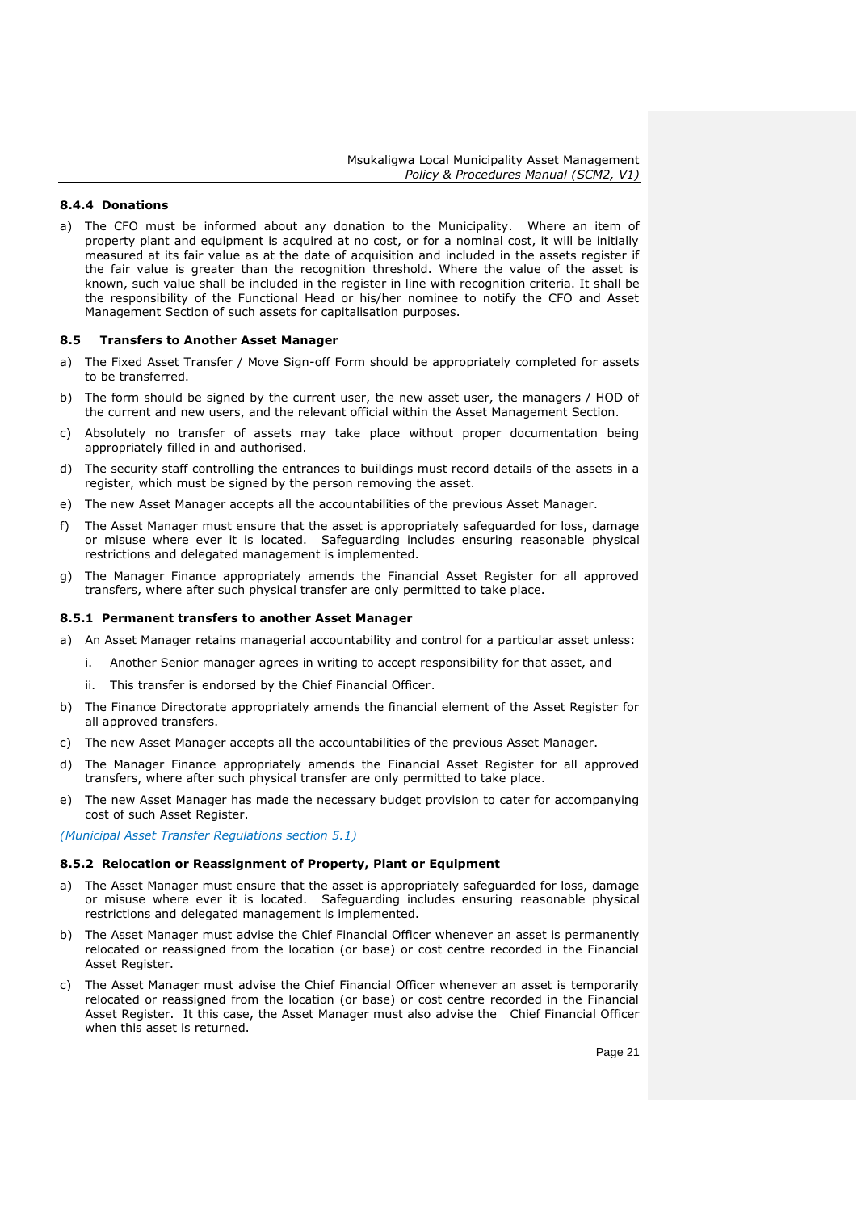#### 8.4.4 Donations

a) The CFO must be informed about any donation to the Municipality. Where an item of property plant and equipment is acquired at no cost, or for a nominal cost, it will be initially measured at its fair value as at the date of acquisition and included in the assets register if the fair value is greater than the recognition threshold. Where the value of the asset is known, such value shall be included in the register in line with recognition criteria. It shall be the responsibility of the Functional Head or his/her nominee to notify the CFO and Asset Management Section of such assets for capitalisation purposes.

### 8.5 Transfers to Another Asset Manager

a) The Fixed Asset Transfer / Move Sign-off Form should be appropriately completed for assets to be transferred.

b) The form should be signed by the current user, the new asset user, the managers / HOD of the current and new users, and the relevant official within the Asset Management Section.

c) Absolutely no transfer of assets may take place without proper documentation being appropriately filled in and authorised.

d) The security staff controlling the entrances to buildings must record details of the assets in a register, which must be signed by the person removing the asset.

e) The new Asset Manager accepts all the accountabilities of the previous Asset Manager.

f) The Asset Manager must ensure that the asset is appropriately safeguarded for loss, damage or misuse where ever it is located. Safeguarding includes ensuring reasonable physical restrictions and delegated management is implemented.

g) The Manager Finance appropriately amends the Financial Asset Register for all approved transfers, where after such physical transfer are only permitted to take place.

#### 8.5.1 Permanent transfers to another Asset Manager

a) An Asset Manager retains managerial accountability and control for a particular asset unless:

   i. Another Senior manager agrees in writing to accept responsibility for that asset, and

   ii. This transfer is endorsed by the Chief Financial Officer.

b) The Finance Directorate appropriately amends the financial element of the Asset Register for all approved transfers.

c) The new Asset Manager accepts all the accountabilities of the previous Asset Manager.

d) The Manager Finance appropriately amends the Financial Asset Register for all approved transfers, where after such physical transfer are only permitted to take place.

e) The new Asset Manager has made the necessary budget provision to cater for accompanying cost of such Asset Register.

*(Municipal Asset Transfer Regulations section 5.1)*

#### 8.5.2 Relocation or Reassignment of Property, Plant or Equipment

a) The Asset Manager must ensure that the asset is appropriately safeguarded for loss, damage or misuse where ever it is located. Safeguarding includes ensuring reasonable physical restrictions and delegated management is implemented.

b) The Asset Manager must advise the Chief Financial Officer whenever an asset is permanently relocated or reassigned from the location (or base) or cost centre recorded in the Financial Asset Register.

c) The Asset Manager must advise the Chief Financial Officer whenever an asset is temporarily relocated or reassigned from the location (or base) or cost centre recorded in the Financial Asset Register. It this case, the Asset Manager must also advise the Chief Financial Officer when this asset is returned.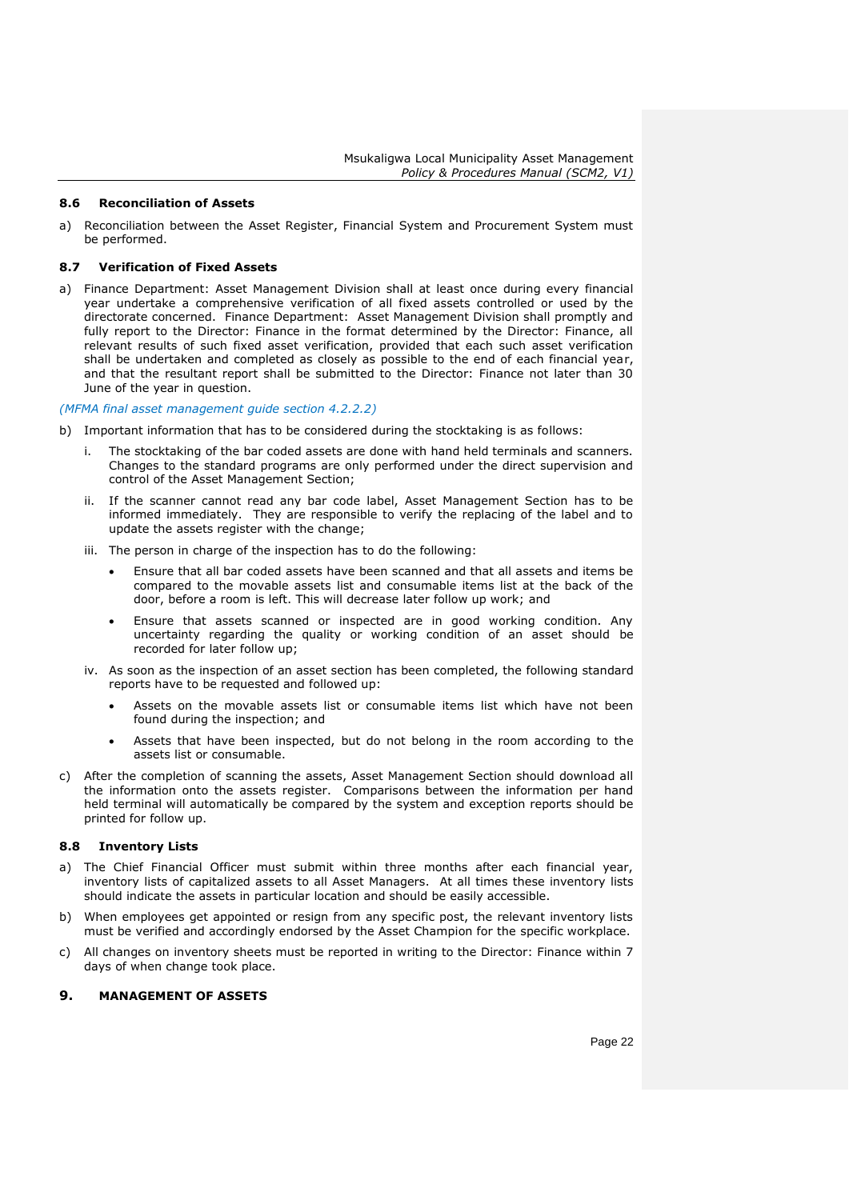### 8.6 Reconciliation of Assets

a) Reconciliation between the Asset Register, Financial System and Procurement System must be performed.

### 8.7 Verification of Fixed Assets

a) Finance Department: Asset Management Division shall at least once during every financial year undertake a comprehensive verification of all fixed assets controlled or used by the directorate concerned. Finance Department: Asset Management Division shall promptly and fully report to the Director: Finance in the format determined by the Director: Finance, all relevant results of such fixed asset verification, provided that each such asset verification shall be undertaken and completed as closely as possible to the end of each financial year, and that the resultant report shall be submitted to the Director: Finance not later than 30 June of the year in question.

*(MFMA final asset management guide section 4.2.2.2)*

b) Important information that has to be considered during the stocktaking is as follows:

   i. The stocktaking of the bar coded assets are done with hand held terminals and scanners. Changes to the standard programs are only performed under the direct supervision and control of the Asset Management Section;

   ii. If the scanner cannot read any bar code label, Asset Management Section has to be informed immediately. They are responsible to verify the replacing of the label and to update the assets register with the change;

   iii. The person in charge of the inspection has to do the following:

      - Ensure that all bar coded assets have been scanned and that all assets and items be compared to the movable assets list and consumable items list at the back of the door, before a room is left. This will decrease later follow up work; and
      - Ensure that assets scanned or inspected are in good working condition. Any uncertainty regarding the quality or working condition of an asset should be recorded for later follow up;

   iv. As soon as the inspection of an asset section has been completed, the following standard reports have to be requested and followed up:

      - Assets on the movable assets list or consumable items list which have not been found during the inspection; and
      - Assets that have been inspected, but do not belong in the room according to the assets list or consumable.

c) After the completion of scanning the assets, Asset Management Section should download all the information onto the assets register. Comparisons between the information per hand held terminal will automatically be compared by the system and exception reports should be printed for follow up.

### 8.8 Inventory Lists

a) The Chief Financial Officer must submit within three months after each financial year, inventory lists of capitalized assets to all Asset Managers. At all times these inventory lists should indicate the assets in particular location and should be easily accessible.

b) When employees get appointed or resign from any specific post, the relevant inventory lists must be verified and accordingly endorsed by the Asset Champion for the specific workplace.

c) All changes on inventory sheets must be reported in writing to the Director: Finance within 7 days of when change took place.

## 9. MANAGEMENT OF ASSETS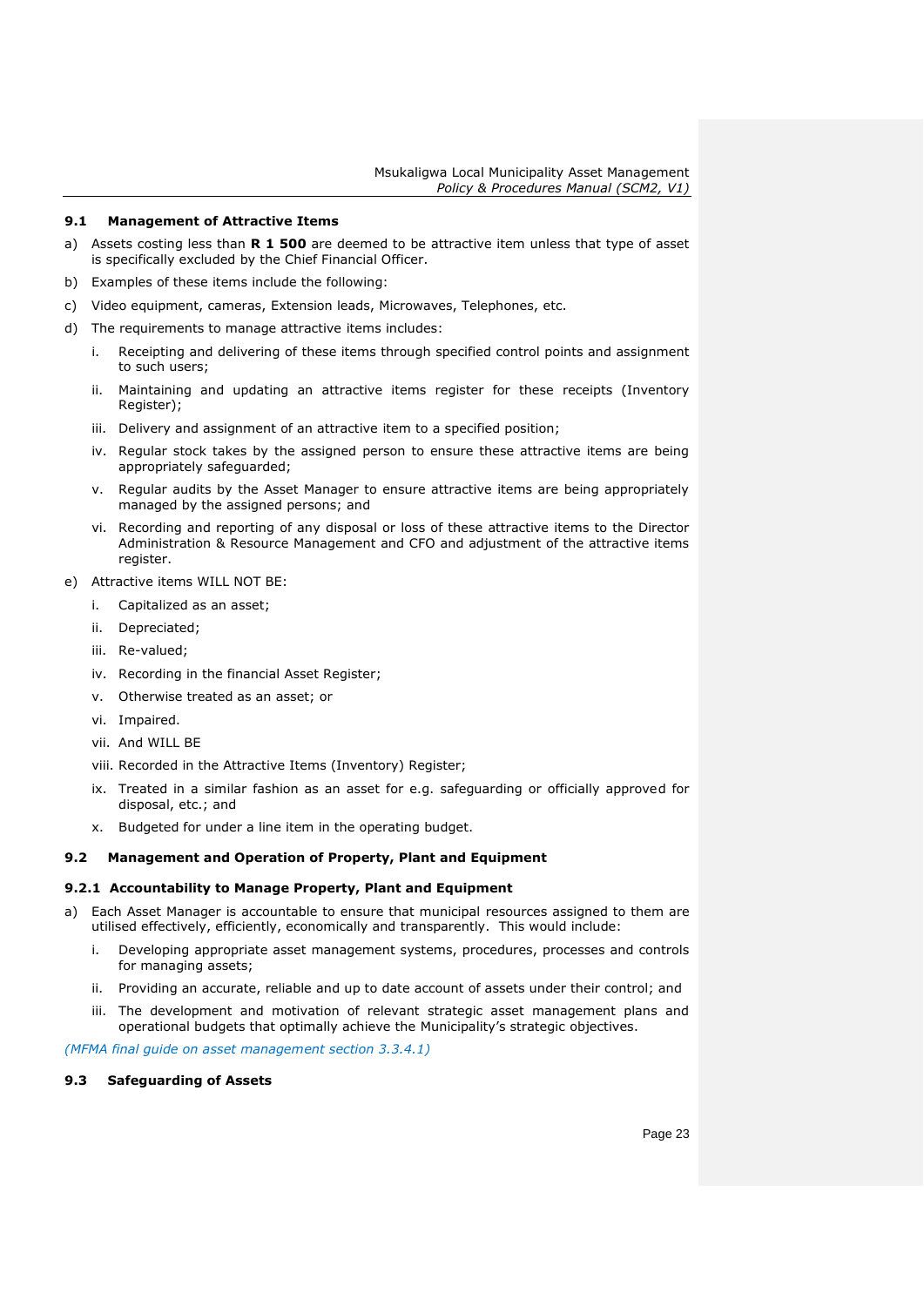### 9.1 Management of Attractive Items

a) Assets costing less than **R 1 500** are deemed to be attractive item unless that type of asset is specifically excluded by the Chief Financial Officer.

b) Examples of these items include the following:

c) Video equipment, cameras, Extension leads, Microwaves, Telephones, etc.

d) The requirements to manage attractive items includes:

   i. Receipting and delivering of these items through specified control points and assignment to such users;

   ii. Maintaining and updating an attractive items register for these receipts (Inventory Register);

   iii. Delivery and assignment of an attractive item to a specified position;

   iv. Regular stock takes by the assigned person to ensure these attractive items are being appropriately safeguarded;

   v. Regular audits by the Asset Manager to ensure attractive items are being appropriately managed by the assigned persons; and

   vi. Recording and reporting of any disposal or loss of these attractive items to the Director Administration & Resource Management and CFO and adjustment of the attractive items register.

e) Attractive items WILL NOT BE:

   i. Capitalized as an asset;

   ii. Depreciated;

   iii. Re-valued;

   iv. Recording in the financial Asset Register;

   v. Otherwise treated as an asset; or

   vi. Impaired.

   vii. And WILL BE

   viii. Recorded in the Attractive Items (Inventory) Register;

   ix. Treated in a similar fashion as an asset for e.g. safeguarding or officially approved for disposal, etc.; and

   x. Budgeted for under a line item in the operating budget.

### 9.2 Management and Operation of Property, Plant and Equipment

#### 9.2.1 Accountability to Manage Property, Plant and Equipment

a) Each Asset Manager is accountable to ensure that municipal resources assigned to them are utilised effectively, efficiently, economically and transparently. This would include:

   i. Developing appropriate asset management systems, procedures, processes and controls for managing assets;

   ii. Providing an accurate, reliable and up to date account of assets under their control; and

   iii. The development and motivation of relevant strategic asset management plans and operational budgets that optimally achieve the Municipality's strategic objectives.

*(MFMA final guide on asset management section 3.3.4.1)*

### 9.3 Safeguarding of Assets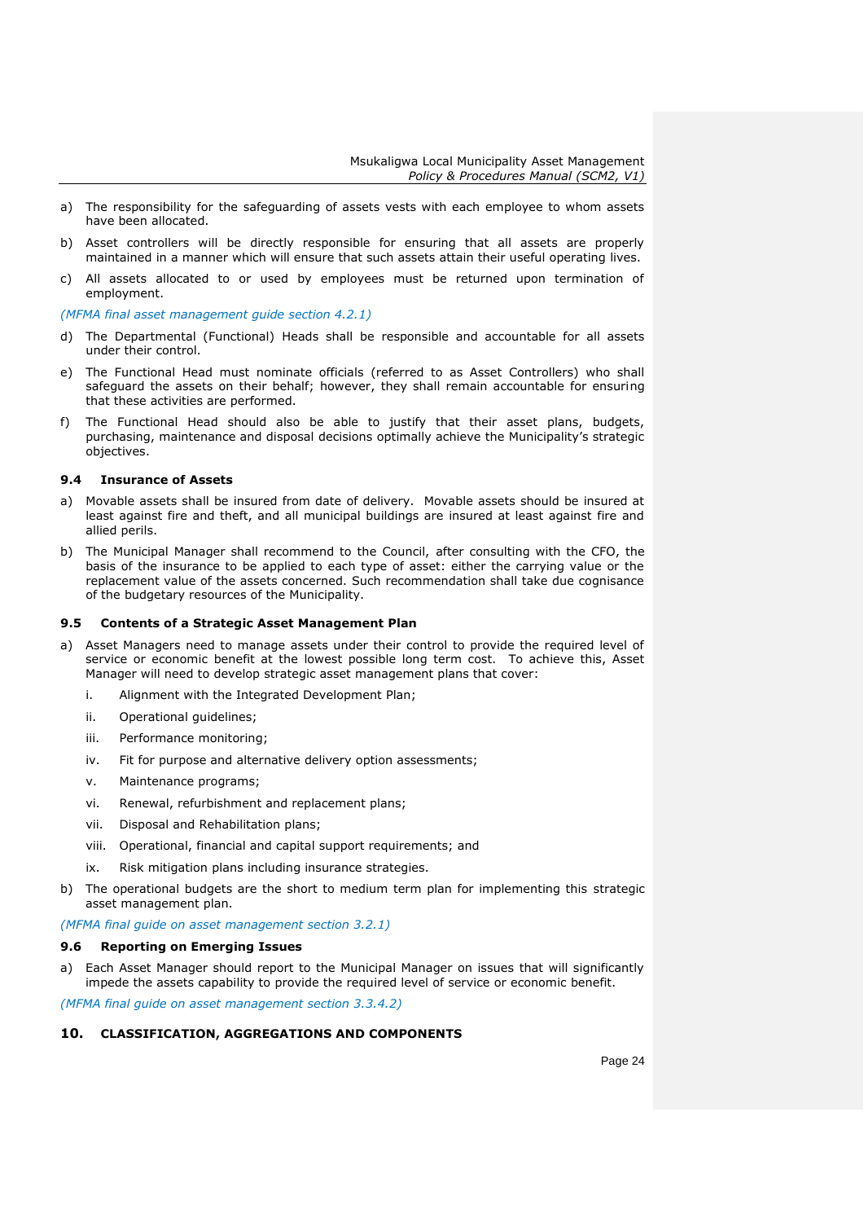a) The responsibility for the safeguarding of assets vests with each employee to whom assets have been allocated.

b) Asset controllers will be directly responsible for ensuring that all assets are properly maintained in a manner which will ensure that such assets attain their useful operating lives.

c) All assets allocated to or used by employees must be returned upon termination of employment.

*(MFMA final asset management guide section 4.2.1)*

d) The Departmental (Functional) Heads shall be responsible and accountable for all assets under their control.

e) The Functional Head must nominate officials (referred to as Asset Controllers) who shall safeguard the assets on their behalf; however, they shall remain accountable for ensuring that these activities are performed.

f) The Functional Head should also be able to justify that their asset plans, budgets, purchasing, maintenance and disposal decisions optimally achieve the Municipality's strategic objectives.

### 9.4 Insurance of Assets

a) Movable assets shall be insured from date of delivery. Movable assets should be insured at least against fire and theft, and all municipal buildings are insured at least against fire and allied perils.

b) The Municipal Manager shall recommend to the Council, after consulting with the CFO, the basis of the insurance to be applied to each type of asset: either the carrying value or the replacement value of the assets concerned. Such recommendation shall take due cognisance of the budgetary resources of the Municipality.

### 9.5 Contents of a Strategic Asset Management Plan

a) Asset Managers need to manage assets under their control to provide the required level of service or economic benefit at the lowest possible long term cost. To achieve this, Asset Manager will need to develop strategic asset management plans that cover:

   i. Alignment with the Integrated Development Plan;

   ii. Operational guidelines;

   iii. Performance monitoring;

   iv. Fit for purpose and alternative delivery option assessments;

   v. Maintenance programs;

   vi. Renewal, refurbishment and replacement plans;

   vii. Disposal and Rehabilitation plans;

   viii. Operational, financial and capital support requirements; and

   ix. Risk mitigation plans including insurance strategies.

b) The operational budgets are the short to medium term plan for implementing this strategic asset management plan.

*(MFMA final guide on asset management section 3.2.1)*

### 9.6 Reporting on Emerging Issues

a) Each Asset Manager should report to the Municipal Manager on issues that will significantly impede the assets capability to provide the required level of service or economic benefit.

*(MFMA final guide on asset management section 3.3.4.2)*

## 10. CLASSIFICATION, AGGREGATIONS AND COMPONENTS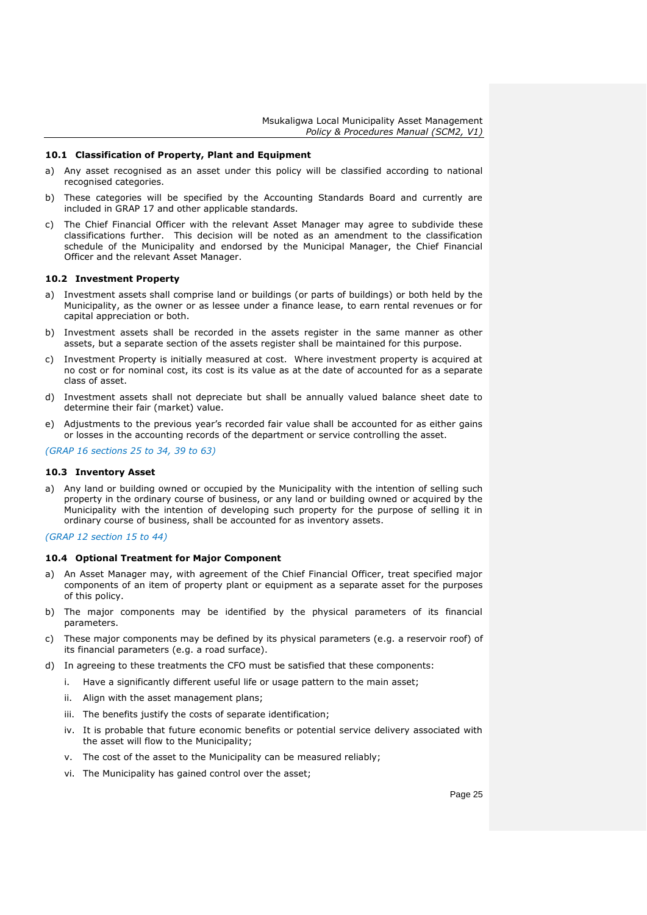### 10.1 Classification of Property, Plant and Equipment

a) Any asset recognised as an asset under this policy will be classified according to national recognised categories.

b) These categories will be specified by the Accounting Standards Board and currently are included in GRAP 17 and other applicable standards.

c) The Chief Financial Officer with the relevant Asset Manager may agree to subdivide these classifications further. This decision will be noted as an amendment to the classification schedule of the Municipality and endorsed by the Municipal Manager, the Chief Financial Officer and the relevant Asset Manager.

### 10.2 Investment Property

a) Investment assets shall comprise land or buildings (or parts of buildings) or both held by the Municipality, as the owner or as lessee under a finance lease, to earn rental revenues or for capital appreciation or both.

b) Investment assets shall be recorded in the assets register in the same manner as other assets, but a separate section of the assets register shall be maintained for this purpose.

c) Investment Property is initially measured at cost. Where investment property is acquired at no cost or for nominal cost, its cost is its value as at the date of accounted for as a separate class of asset.

d) Investment assets shall not depreciate but shall be annually valued balance sheet date to determine their fair (market) value.

e) Adjustments to the previous year's recorded fair value shall be accounted for as either gains or losses in the accounting records of the department or service controlling the asset.

*(GRAP 16 sections 25 to 34, 39 to 63)*

### 10.3 Inventory Asset

a) Any land or building owned or occupied by the Municipality with the intention of selling such property in the ordinary course of business, or any land or building owned or acquired by the Municipality with the intention of developing such property for the purpose of selling it in ordinary course of business, shall be accounted for as inventory assets.

*(GRAP 12 section 15 to 44)*

### 10.4 Optional Treatment for Major Component

a) An Asset Manager may, with agreement of the Chief Financial Officer, treat specified major components of an item of property plant or equipment as a separate asset for the purposes of this policy.

b) The major components may be identified by the physical parameters of its financial parameters.

c) These major components may be defined by its physical parameters (e.g. a reservoir roof) of its financial parameters (e.g. a road surface).

d) In agreeing to these treatments the CFO must be satisfied that these components:

   i. Have a significantly different useful life or usage pattern to the main asset;

   ii. Align with the asset management plans;

   iii. The benefits justify the costs of separate identification;

   iv. It is probable that future economic benefits or potential service delivery associated with the asset will flow to the Municipality;

   v. The cost of the asset to the Municipality can be measured reliably;

   vi. The Municipality has gained control over the asset;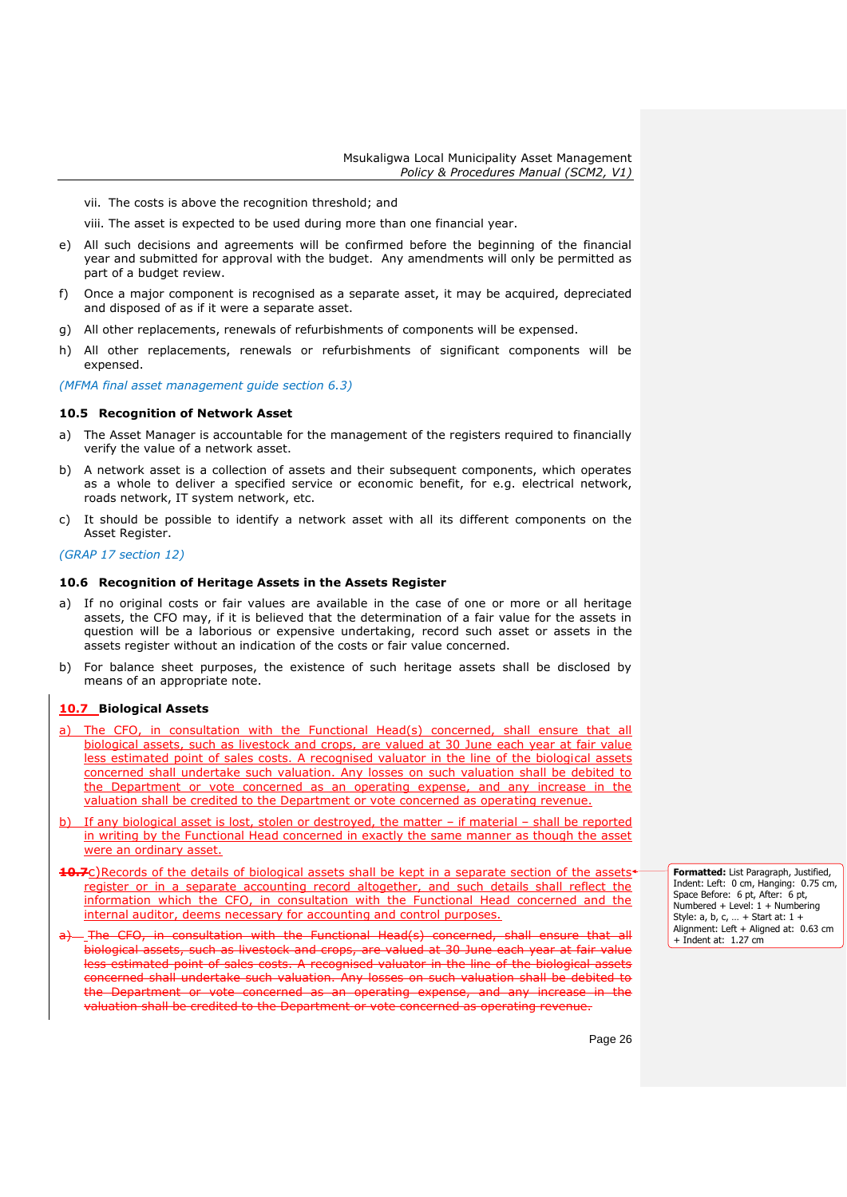vii. The costs is above the recognition threshold; and

viii. The asset is expected to be used during more than one financial year.

e) All such decisions and agreements will be confirmed before the beginning of the financial year and submitted for approval with the budget. Any amendments will only be permitted as part of a budget review.

f) Once a major component is recognised as a separate asset, it may be acquired, depreciated and disposed of as if it were a separate asset.

g) All other replacements, renewals of refurbishments of components will be expensed.

h) All other replacements, renewals or refurbishments of significant components will be expensed.

*(MFMA final asset management guide section 6.3)*

### 10.5 Recognition of Network Asset

a) The Asset Manager is accountable for the management of the registers required to financially verify the value of a network asset.

b) A network asset is a collection of assets and their subsequent components, which operates as a whole to deliver a specified service or economic benefit, for e.g. electrical network, roads network, IT system network, etc.

c) It should be possible to identify a network asset with all its different components on the Asset Register.

*(GRAP 17 section 12)*

### 10.6 Recognition of Heritage Assets in the Assets Register

a) If no original costs or fair values are available in the case of one or more or all heritage assets, the CFO may, if it is believed that the determination of a fair value for the assets in question will be a laborious or expensive undertaking, record such asset or assets in the assets register without an indication of the costs or fair value concerned.

b) For balance sheet purposes, the existence of such heritage assets shall be disclosed by means of an appropriate note.

### 10.7 Biological Assets

a) The CFO, in consultation with the Functional Head(s) concerned, shall ensure that all biological assets, such as livestock and crops, are valued at 30 June each year at fair value less estimated point of sales costs. A recognised valuator in the line of the biological assets concerned shall undertake such valuation. Any losses on such valuation shall be debited to the Department or vote concerned as an operating expense, and any increase in the valuation shall be credited to the Department or vote concerned as operating revenue.

b) If any biological asset is lost, stolen or destroyed, the matter – if material – shall be reported in writing by the Functional Head concerned in exactly the same manner as though the asset were an ordinary asset.

c) Records of the details of biological assets shall be kept in a separate section of the assets register or in a separate accounting record altogether, and such details shall reflect the information which the CFO, in consultation with the Functional Head concerned and the internal auditor, deems necessary for accounting and control purposes.

~~a) The CFO, in consultation with the Functional Head(s) concerned, shall ensure that all biological assets, such as livestock and crops, are valued at 30 June each year at fair value less estimated point of sales costs. A recognised valuator in the line of the biological assets concerned shall undertake such valuation. Any losses on such valuation shall be debited to the Department or vote concerned as an operating expense, and any increase in the valuation shall be credited to the Department or vote concerned as operating revenue.~~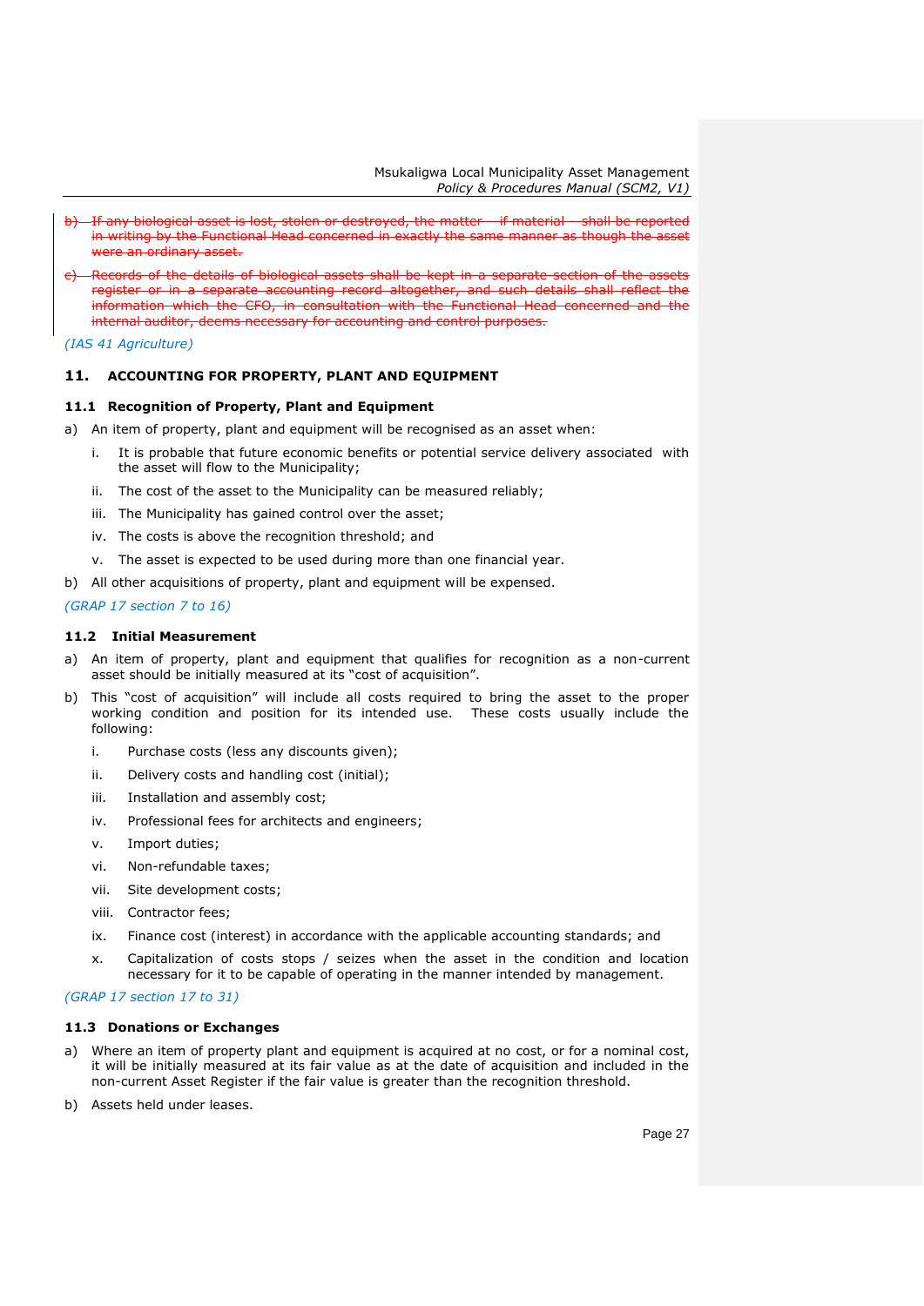~~b) If any biological asset is lost, stolen or destroyed, the matter – if material – shall be reported in writing by the Functional Head concerned in exactly the same manner as though the asset were an ordinary asset.~~

~~c) Records of the details of biological assets shall be kept in a separate section of the assets register or in a separate accounting record altogether, and such details shall reflect the information which the CFO, in consultation with the Functional Head concerned and the internal auditor, deems necessary for accounting and control purposes.~~

*(IAS 41 Agriculture)*

## 11. ACCOUNTING FOR PROPERTY, PLANT AND EQUIPMENT

### 11.1 Recognition of Property, Plant and Equipment

a) An item of property, plant and equipment will be recognised as an asset when:

   i. It is probable that future economic benefits or potential service delivery associated with the asset will flow to the Municipality;

   ii. The cost of the asset to the Municipality can be measured reliably;

   iii. The Municipality has gained control over the asset;

   iv. The costs is above the recognition threshold; and

   v. The asset is expected to be used during more than one financial year.

b) All other acquisitions of property, plant and equipment will be expensed.

*(GRAP 17 section 7 to 16)*

### 11.2 Initial Measurement

a) An item of property, plant and equipment that qualifies for recognition as a non-current asset should be initially measured at its "cost of acquisition".

b) This "cost of acquisition" will include all costs required to bring the asset to the proper working condition and position for its intended use. These costs usually include the following:

   i. Purchase costs (less any discounts given);

   ii. Delivery costs and handling cost (initial);

   iii. Installation and assembly cost;

   iv. Professional fees for architects and engineers;

   v. Import duties;

   vi. Non-refundable taxes;

   vii. Site development costs;

   viii. Contractor fees;

   ix. Finance cost (interest) in accordance with the applicable accounting standards; and

   x. Capitalization of costs stops / seizes when the asset in the condition and location necessary for it to be capable of operating in the manner intended by management.

*(GRAP 17 section 17 to 31)*

### 11.3 Donations or Exchanges

a) Where an item of property plant and equipment is acquired at no cost, or for a nominal cost, it will be initially measured at its fair value as at the date of acquisition and included in the non-current Asset Register if the fair value is greater than the recognition threshold.

b) Assets held under leases.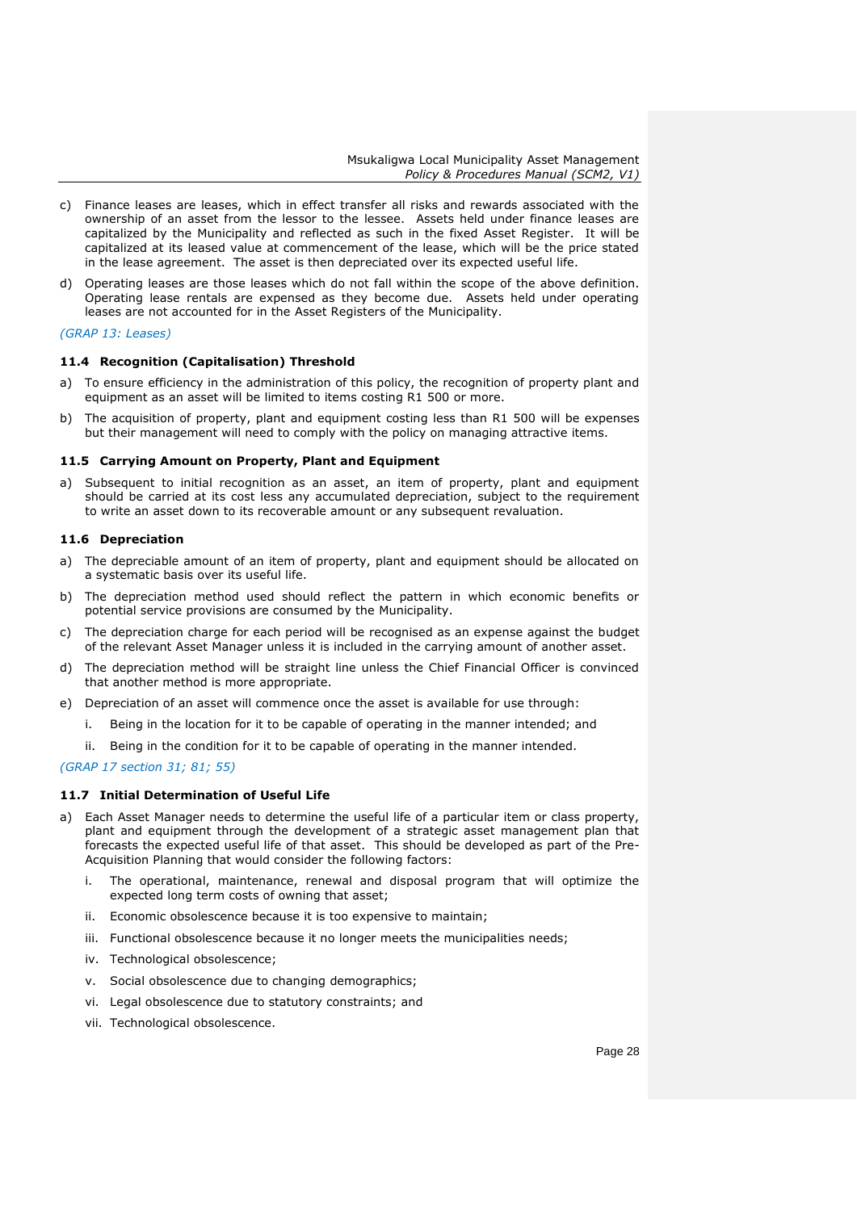c) Finance leases are leases, which in effect transfer all risks and rewards associated with the ownership of an asset from the lessor to the lessee. Assets held under finance leases are capitalized by the Municipality and reflected as such in the fixed Asset Register. It will be capitalized at its leased value at commencement of the lease, which will be the price stated in the lease agreement. The asset is then depreciated over its expected useful life.

d) Operating leases are those leases which do not fall within the scope of the above definition. Operating lease rentals are expensed as they become due. Assets held under operating leases are not accounted for in the Asset Registers of the Municipality.

*(GRAP 13: Leases)*

### 11.4 Recognition (Capitalisation) Threshold

a) To ensure efficiency in the administration of this policy, the recognition of property plant and equipment as an asset will be limited to items costing R1 500 or more.

b) The acquisition of property, plant and equipment costing less than R1 500 will be expenses but their management will need to comply with the policy on managing attractive items.

### 11.5 Carrying Amount on Property, Plant and Equipment

a) Subsequent to initial recognition as an asset, an item of property, plant and equipment should be carried at its cost less any accumulated depreciation, subject to the requirement to write an asset down to its recoverable amount or any subsequent revaluation.

### 11.6 Depreciation

a) The depreciable amount of an item of property, plant and equipment should be allocated on a systematic basis over its useful life.

b) The depreciation method used should reflect the pattern in which economic benefits or potential service provisions are consumed by the Municipality.

c) The depreciation charge for each period will be recognised as an expense against the budget of the relevant Asset Manager unless it is included in the carrying amount of another asset.

d) The depreciation method will be straight line unless the Chief Financial Officer is convinced that another method is more appropriate.

e) Depreciation of an asset will commence once the asset is available for use through:

   i. Being in the location for it to be capable of operating in the manner intended; and

   ii. Being in the condition for it to be capable of operating in the manner intended.

*(GRAP 17 section 31; 81; 55)*

### 11.7 Initial Determination of Useful Life

a) Each Asset Manager needs to determine the useful life of a particular item or class property, plant and equipment through the development of a strategic asset management plan that forecasts the expected useful life of that asset. This should be developed as part of the Pre-Acquisition Planning that would consider the following factors:

   i. The operational, maintenance, renewal and disposal program that will optimize the expected long term costs of owning that asset;

   ii. Economic obsolescence because it is too expensive to maintain;

   iii. Functional obsolescence because it no longer meets the municipalities needs;

   iv. Technological obsolescence;

   v. Social obsolescence due to changing demographics;

   vi. Legal obsolescence due to statutory constraints; and

   vii. Technological obsolescence.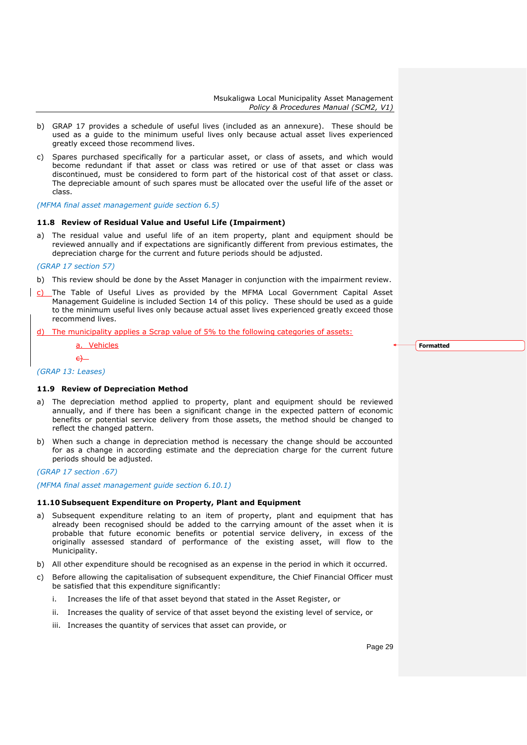b) GRAP 17 provides a schedule of useful lives (included as an annexure). These should be used as a guide to the minimum useful lives only because actual asset lives experienced greatly exceed those recommend lives.

c) Spares purchased specifically for a particular asset, or class of assets, and which would become redundant if that asset or class was retired or use of that asset or class was discontinued, must be considered to form part of the historical cost of that asset or class. The depreciable amount of such spares must be allocated over the useful life of the asset or class.

*(MFMA final asset management guide section 6.5)*

### 11.8 Review of Residual Value and Useful Life (Impairment)

a) The residual value and useful life of an item property, plant and equipment should be reviewed annually and if expectations are significantly different from previous estimates, the depreciation charge for the current and future periods should be adjusted.

*(GRAP 17 section 57)*

b) This review should be done by the Asset Manager in conjunction with the impairment review.

c) The Table of Useful Lives as provided by the MFMA Local Government Capital Asset Management Guideline is included Section 14 of this policy. These should be used as a guide to the minimum useful lives only because actual asset lives experienced greatly exceed those recommend lives.

d) The municipality applies a Scrap value of 5% to the following categories of assets:

   a. Vehicles

*(GRAP 13: Leases)*

### 11.9 Review of Depreciation Method

a) The depreciation method applied to property, plant and equipment should be reviewed annually, and if there has been a significant change in the expected pattern of economic benefits or potential service delivery from those assets, the method should be changed to reflect the changed pattern.

b) When such a change in depreciation method is necessary the change should be accounted for as a change in according estimate and the depreciation charge for the current future periods should be adjusted.

*(GRAP 17 section .67)*

*(MFMA final asset management guide section 6.10.1)*

### 11.10 Subsequent Expenditure on Property, Plant and Equipment

a) Subsequent expenditure relating to an item of property, plant and equipment that has already been recognised should be added to the carrying amount of the asset when it is probable that future economic benefits or potential service delivery, in excess of the originally assessed standard of performance of the existing asset, will flow to the Municipality.

b) All other expenditure should be recognised as an expense in the period in which it occurred.

c) Before allowing the capitalisation of subsequent expenditure, the Chief Financial Officer must be satisfied that this expenditure significantly:

   i. Increases the life of that asset beyond that stated in the Asset Register, or

   ii. Increases the quality of service of that asset beyond the existing level of service, or

   iii. Increases the quantity of services that asset can provide, or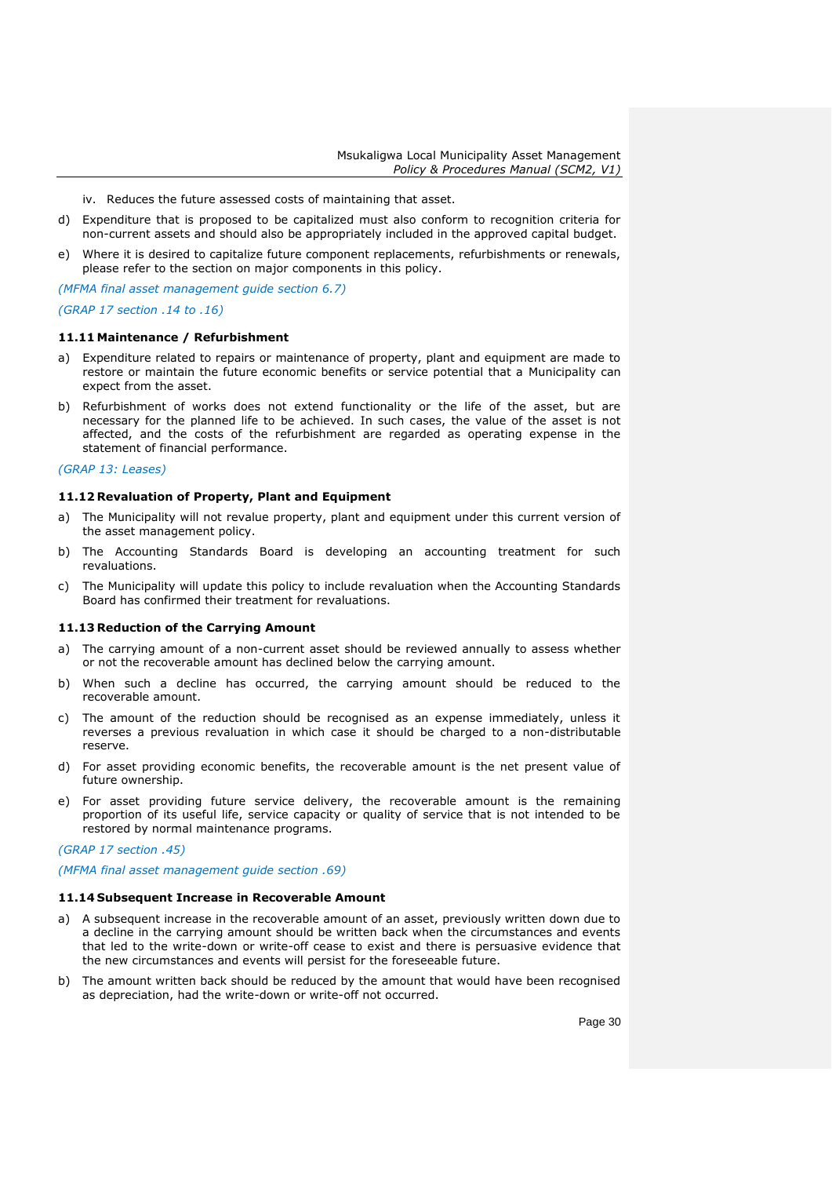iv. Reduces the future assessed costs of maintaining that asset.

d) Expenditure that is proposed to be capitalized must also conform to recognition criteria for non-current assets and should also be appropriately included in the approved capital budget.

e) Where it is desired to capitalize future component replacements, refurbishments or renewals, please refer to the section on major components in this policy.

*(MFMA final asset management guide section 6.7)*

*(GRAP 17 section .14 to .16)*

### 11.11 Maintenance / Refurbishment

a) Expenditure related to repairs or maintenance of property, plant and equipment are made to restore or maintain the future economic benefits or service potential that a Municipality can expect from the asset.

b) Refurbishment of works does not extend functionality or the life of the asset, but are necessary for the planned life to be achieved. In such cases, the value of the asset is not affected, and the costs of the refurbishment are regarded as operating expense in the statement of financial performance.

*(GRAP 13: Leases)*

### 11.12 Revaluation of Property, Plant and Equipment

a) The Municipality will not revalue property, plant and equipment under this current version of the asset management policy.

b) The Accounting Standards Board is developing an accounting treatment for such revaluations.

c) The Municipality will update this policy to include revaluation when the Accounting Standards Board has confirmed their treatment for revaluations.

### 11.13 Reduction of the Carrying Amount

a) The carrying amount of a non-current asset should be reviewed annually to assess whether or not the recoverable amount has declined below the carrying amount.

b) When such a decline has occurred, the carrying amount should be reduced to the recoverable amount.

c) The amount of the reduction should be recognised as an expense immediately, unless it reverses a previous revaluation in which case it should be charged to a non-distributable reserve.

d) For asset providing economic benefits, the recoverable amount is the net present value of future ownership.

e) For asset providing future service delivery, the recoverable amount is the remaining proportion of its useful life, service capacity or quality of service that is not intended to be restored by normal maintenance programs.

*(GRAP 17 section .45)*

*(MFMA final asset management guide section .69)*

### 11.14 Subsequent Increase in Recoverable Amount

a) A subsequent increase in the recoverable amount of an asset, previously written down due to a decline in the carrying amount should be written back when the circumstances and events that led to the write-down or write-off cease to exist and there is persuasive evidence that the new circumstances and events will persist for the foreseeable future.

b) The amount written back should be reduced by the amount that would have been recognised as depreciation, had the write-down or write-off not occurred.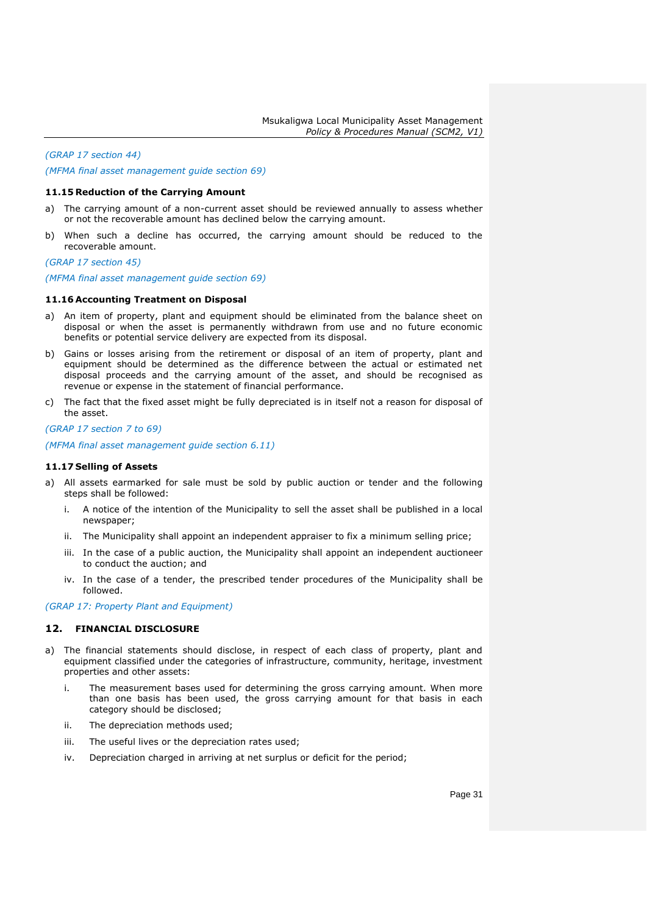*(GRAP 17 section 44)*

*(MFMA final asset management guide section 69)*

### 11.15 Reduction of the Carrying Amount

a) The carrying amount of a non-current asset should be reviewed annually to assess whether or not the recoverable amount has declined below the carrying amount.

b) When such a decline has occurred, the carrying amount should be reduced to the recoverable amount.

*(GRAP 17 section 45)*

*(MFMA final asset management guide section 69)*

### 11.16 Accounting Treatment on Disposal

a) An item of property, plant and equipment should be eliminated from the balance sheet on disposal or when the asset is permanently withdrawn from use and no future economic benefits or potential service delivery are expected from its disposal.

b) Gains or losses arising from the retirement or disposal of an item of property, plant and equipment should be determined as the difference between the actual or estimated net disposal proceeds and the carrying amount of the asset, and should be recognised as revenue or expense in the statement of financial performance.

c) The fact that the fixed asset might be fully depreciated is in itself not a reason for disposal of the asset.

*(GRAP 17 section 7 to 69)*

*(MFMA final asset management guide section 6.11)*

### 11.17 Selling of Assets

a) All assets earmarked for sale must be sold by public auction or tender and the following steps shall be followed:

   i. A notice of the intention of the Municipality to sell the asset shall be published in a local newspaper;

   ii. The Municipality shall appoint an independent appraiser to fix a minimum selling price;

   iii. In the case of a public auction, the Municipality shall appoint an independent auctioneer to conduct the auction; and

   iv. In the case of a tender, the prescribed tender procedures of the Municipality shall be followed.

*(GRAP 17: Property Plant and Equipment)*

## 12. FINANCIAL DISCLOSURE

a) The financial statements should disclose, in respect of each class of property, plant and equipment classified under the categories of infrastructure, community, heritage, investment properties and other assets:

   i. The measurement bases used for determining the gross carrying amount. When more than one basis has been used, the gross carrying amount for that basis in each category should be disclosed;

   ii. The depreciation methods used;

   iii. The useful lives or the depreciation rates used;

   iv. Depreciation charged in arriving at net surplus or deficit for the period;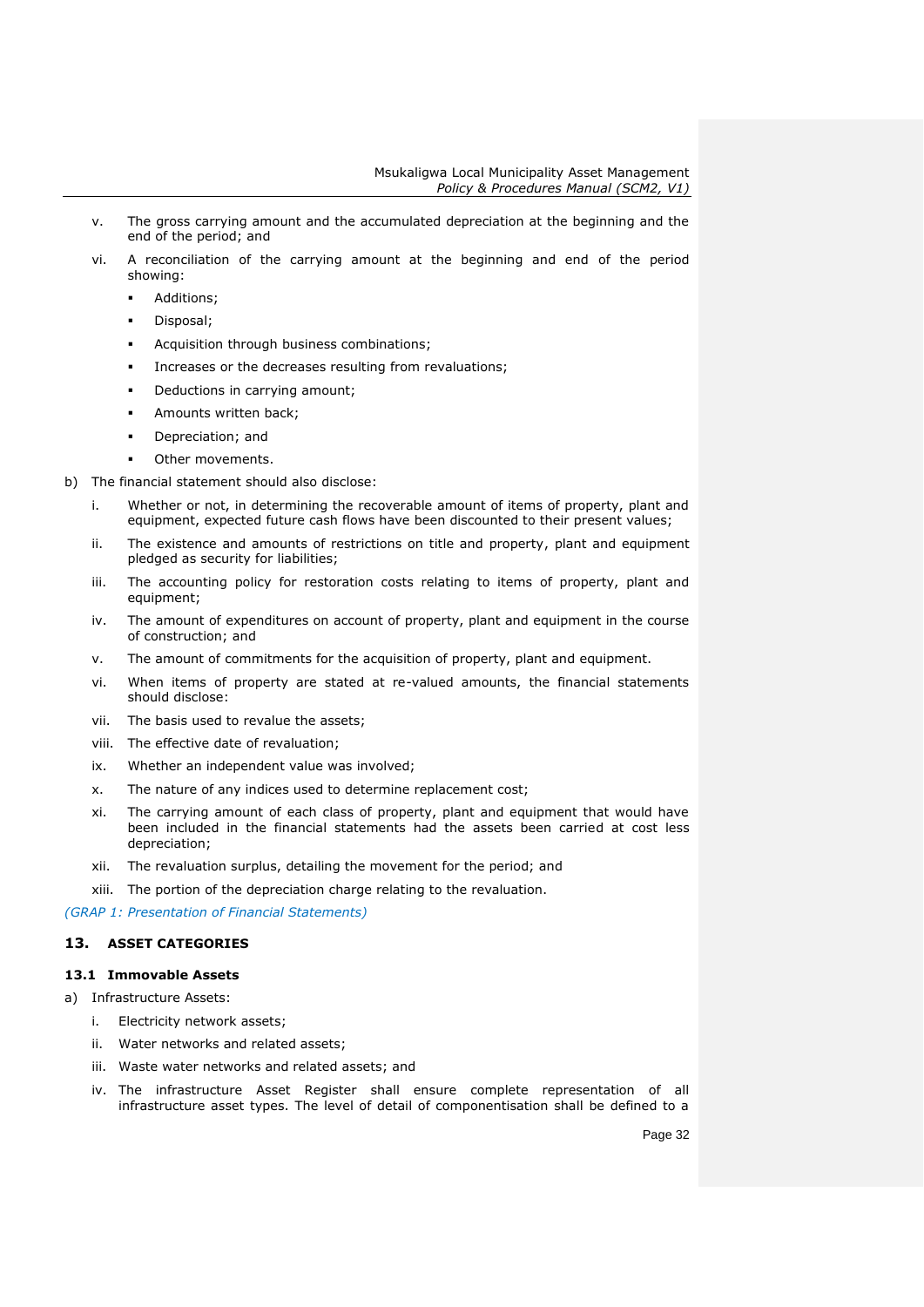v. The gross carrying amount and the accumulated depreciation at the beginning and the end of the period; and

vi. A reconciliation of the carrying amount at the beginning and end of the period showing:

   - Additions;
   - Disposal;
   - Acquisition through business combinations;
   - Increases or the decreases resulting from revaluations;
   - Deductions in carrying amount;
   - Amounts written back;
   - Depreciation; and
   - Other movements.

b) The financial statement should also disclose:

i. Whether or not, in determining the recoverable amount of items of property, plant and equipment, expected future cash flows have been discounted to their present values;

ii. The existence and amounts of restrictions on title and property, plant and equipment pledged as security for liabilities;

iii. The accounting policy for restoration costs relating to items of property, plant and equipment;

iv. The amount of expenditures on account of property, plant and equipment in the course of construction; and

v. The amount of commitments for the acquisition of property, plant and equipment.

vi. When items of property are stated at re-valued amounts, the financial statements should disclose:

vii. The basis used to revalue the assets;

viii. The effective date of revaluation;

ix. Whether an independent value was involved;

x. The nature of any indices used to determine replacement cost;

xi. The carrying amount of each class of property, plant and equipment that would have been included in the financial statements had the assets been carried at cost less depreciation;

xii. The revaluation surplus, detailing the movement for the period; and

xiii. The portion of the depreciation charge relating to the revaluation.

*(GRAP 1: Presentation of Financial Statements)*

## 13. ASSET CATEGORIES

### 13.1 Immovable Assets

a) Infrastructure Assets:

i. Electricity network assets;

ii. Water networks and related assets;

iii. Waste water networks and related assets; and

iv. The infrastructure Asset Register shall ensure complete representation of all infrastructure asset types. The level of detail of componentisation shall be defined to a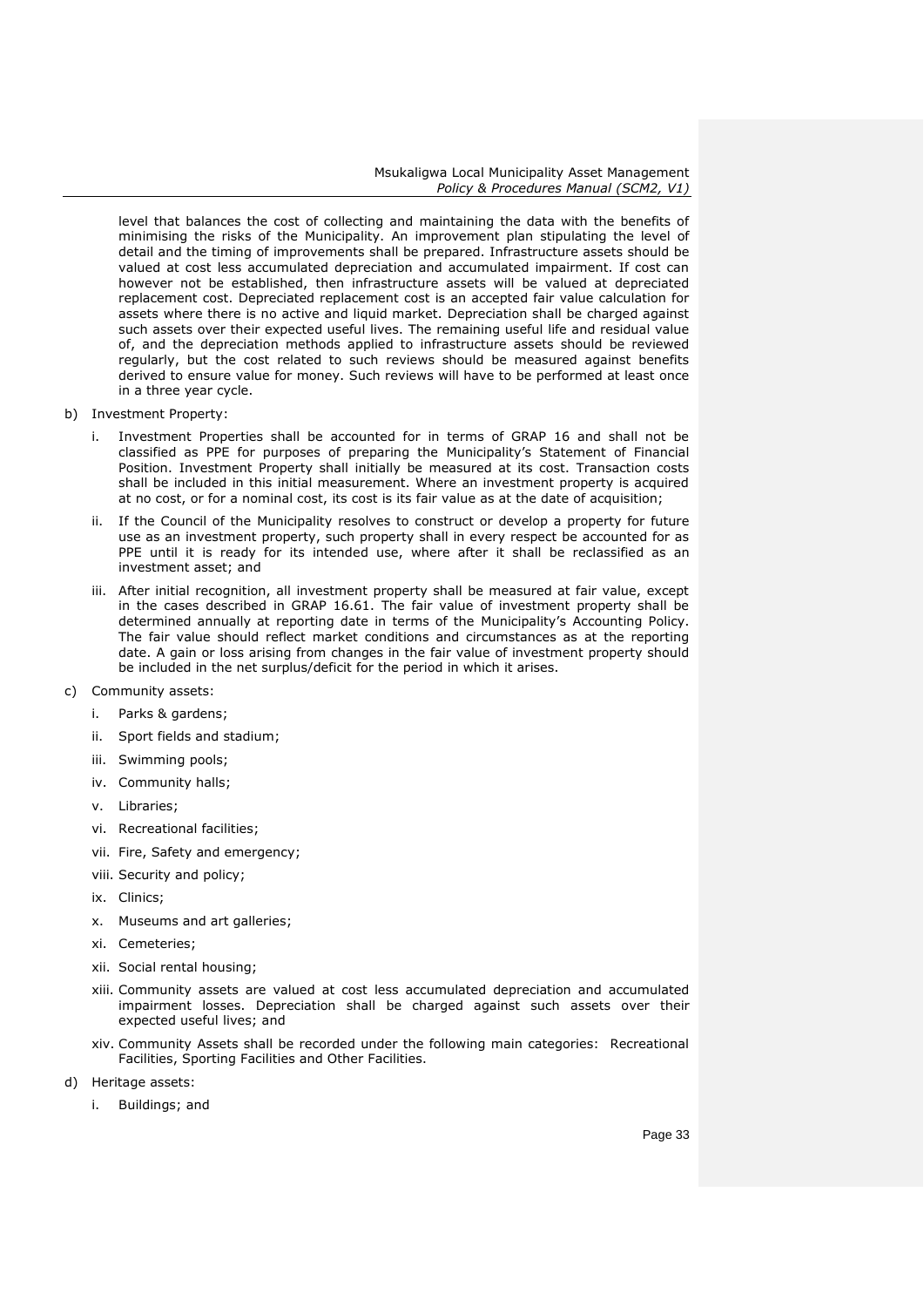level that balances the cost of collecting and maintaining the data with the benefits of minimising the risks of the Municipality. An improvement plan stipulating the level of detail and the timing of improvements shall be prepared. Infrastructure assets should be valued at cost less accumulated depreciation and accumulated impairment. If cost can however not be established, then infrastructure assets will be valued at depreciated replacement cost. Depreciated replacement cost is an accepted fair value calculation for assets where there is no active and liquid market. Depreciation shall be charged against such assets over their expected useful lives. The remaining useful life and residual value of, and the depreciation methods applied to infrastructure assets should be reviewed regularly, but the cost related to such reviews should be measured against benefits derived to ensure value for money. Such reviews will have to be performed at least once in a three year cycle.

b) Investment Property:

   i. Investment Properties shall be accounted for in terms of GRAP 16 and shall not be classified as PPE for purposes of preparing the Municipality's Statement of Financial Position. Investment Property shall initially be measured at its cost. Transaction costs shall be included in this initial measurement. Where an investment property is acquired at no cost, or for a nominal cost, its cost is its fair value as at the date of acquisition;

   ii. If the Council of the Municipality resolves to construct or develop a property for future use as an investment property, such property shall in every respect be accounted for as PPE until it is ready for its intended use, where after it shall be reclassified as an investment asset; and

   iii. After initial recognition, all investment property shall be measured at fair value, except in the cases described in GRAP 16.61. The fair value of investment property shall be determined annually at reporting date in terms of the Municipality's Accounting Policy. The fair value should reflect market conditions and circumstances as at the reporting date. A gain or loss arising from changes in the fair value of investment property should be included in the net surplus/deficit for the period in which it arises.

c) Community assets:

   i. Parks & gardens;

   ii. Sport fields and stadium;

   iii. Swimming pools;

   iv. Community halls;

   v. Libraries;

   vi. Recreational facilities;

   vii. Fire, Safety and emergency;

   viii. Security and policy;

   ix. Clinics;

   x. Museums and art galleries;

   xi. Cemeteries;

   xii. Social rental housing;

   xiii. Community assets are valued at cost less accumulated depreciation and accumulated impairment losses. Depreciation shall be charged against such assets over their expected useful lives; and

   xiv. Community Assets shall be recorded under the following main categories: Recreational Facilities, Sporting Facilities and Other Facilities.

d) Heritage assets:

   i. Buildings; and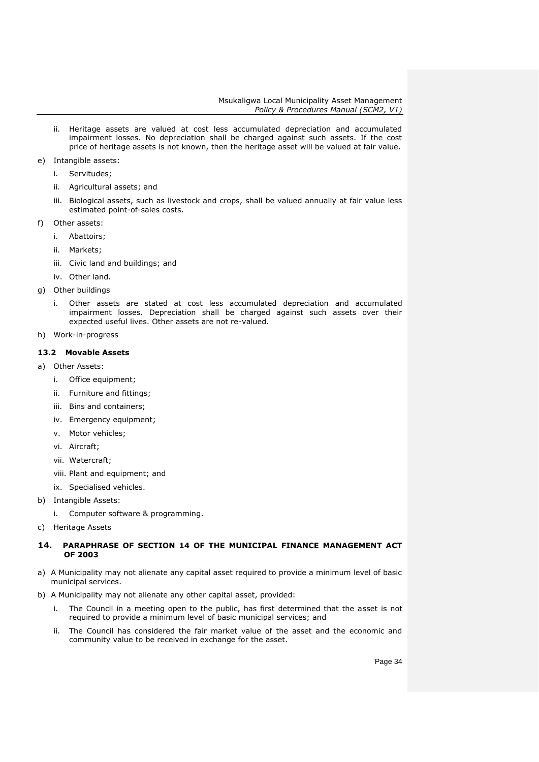ii. Heritage assets are valued at cost less accumulated depreciation and accumulated impairment losses. No depreciation shall be charged against such assets. If the cost price of heritage assets is not known, then the heritage asset will be valued at fair value.

e) Intangible assets:

   i. Servitudes;

   ii. Agricultural assets; and

   iii. Biological assets, such as livestock and crops, shall be valued annually at fair value less estimated point-of-sales costs.

f) Other assets:

   i. Abattoirs;

   ii. Markets;

   iii. Civic land and buildings; and

   iv. Other land.

g) Other buildings

   i. Other assets are stated at cost less accumulated depreciation and accumulated impairment losses. Depreciation shall be charged against such assets over their expected useful lives. Other assets are not re-valued.

h) Work-in-progress

### 13.2 Movable Assets

a) Other Assets:

   i. Office equipment;

   ii. Furniture and fittings;

   iii. Bins and containers;

   iv. Emergency equipment;

   v. Motor vehicles;

   vi. Aircraft;

   vii. Watercraft;

   viii. Plant and equipment; and

   ix. Specialised vehicles.

b) Intangible Assets:

   i. Computer software & programming.

c) Heritage Assets

## 14. PARAPHRASE OF SECTION 14 OF THE MUNICIPAL FINANCE MANAGEMENT ACT OF 2003

a) A Municipality may not alienate any capital asset required to provide a minimum level of basic municipal services.

b) A Municipality may not alienate any other capital asset, provided:

   i. The Council in a meeting open to the public, has first determined that the asset is not required to provide a minimum level of basic municipal services; and

   ii. The Council has considered the fair market value of the asset and the economic and community value to be received in exchange for the asset.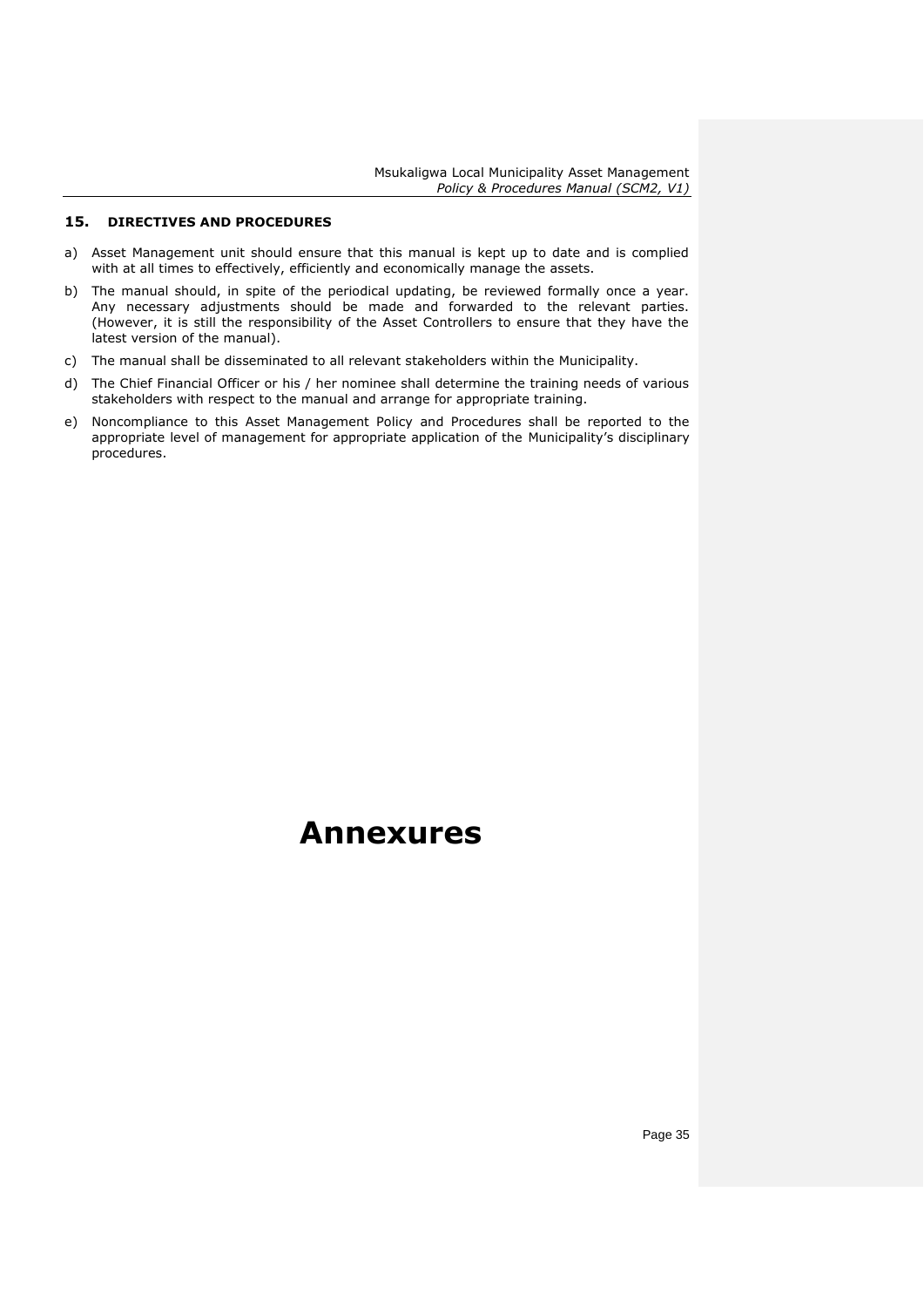## 15. DIRECTIVES AND PROCEDURES

a) Asset Management unit should ensure that this manual is kept up to date and is complied with at all times to effectively, efficiently and economically manage the assets.

b) The manual should, in spite of the periodical updating, be reviewed formally once a year. Any necessary adjustments should be made and forwarded to the relevant parties. (However, it is still the responsibility of the Asset Controllers to ensure that they have the latest version of the manual).

c) The manual shall be disseminated to all relevant stakeholders within the Municipality.

d) The Chief Financial Officer or his / her nominee shall determine the training needs of various stakeholders with respect to the manual and arrange for appropriate training.

e) Noncompliance to this Asset Management Policy and Procedures shall be reported to the appropriate level of management for appropriate application of the Municipality's disciplinary procedures.

# Annexures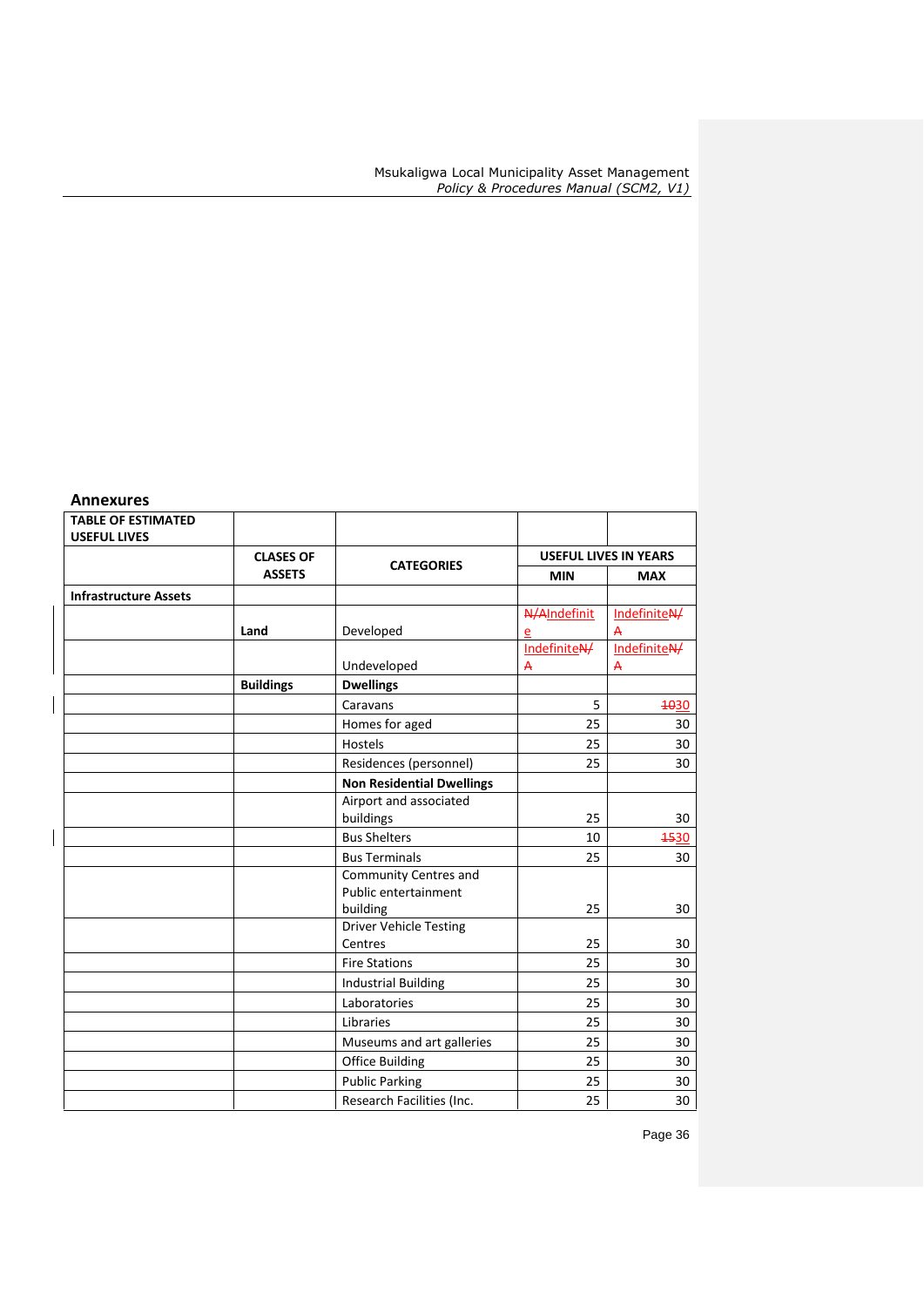## Annexures

| TABLE OF ESTIMATED USEFUL LIVES | | | | |
|---|---|---|---|---|
| | CLASES OF ASSETS | CATEGORIES | USEFUL LIVES IN YEARS | |
| | | | MIN | MAX |
| **Infrastructure Assets** | | | | |
| | **Land** | Developed | ~~N/A~~Indefinite | Indefinite~~N/A~~ |
| | | Undeveloped | Indefinite~~N/A~~ | Indefinite~~N/A~~ |
| | **Buildings** | **Dwellings** | | |
| | | Caravans | 5 | ~~10~~30 |
| | | Homes for aged | 25 | 30 |
| | | Hostels | 25 | 30 |
| | | Residences (personnel) | 25 | 30 |
| | | **Non Residential Dwellings** | | |
| | | Airport and associated buildings | 25 | 30 |
| | | Bus Shelters | 10 | ~~15~~30 |
| | | Bus Terminals | 25 | 30 |
| | | Community Centres and Public entertainment building | 25 | 30 |
| | | Driver Vehicle Testing Centres | 25 | 30 |
| | | Fire Stations | 25 | 30 |
| | | Industrial Building | 25 | 30 |
| | | Laboratories | 25 | 30 |
| | | Libraries | 25 | 30 |
| | | Museums and art galleries | 25 | 30 |
| | | Office Building | 25 | 30 |
| | | Public Parking | 25 | 30 |
| | | Research Facilities (Inc. | 25 | 30 |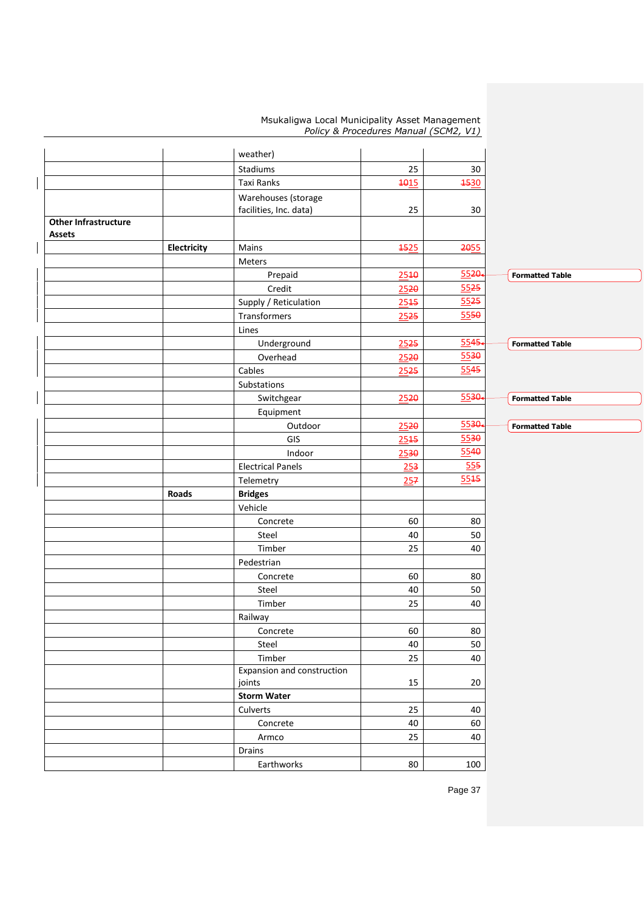| | | weather) | | |
|---|---|---|---|---|
| | | Stadiums | 25 | 30 |
| | | Taxi Ranks | 15 | 30 |
| | | Warehouses (storage facilities, Inc. data) | 25 | 30 |
| **Other Infrastructure Assets** | | | | |
| | **Electricity** | Mains | 25 | 55 |
| | | Meters | | |
| | | Prepaid | 25 | 55 |
| | | Credit | 25 | 55 |
| | | Supply / Reticulation | 25 | 55 |
| | | Transformers | 25 | 55 |
| | | Lines | | |
| | | Underground | 25 | 55 |
| | | Overhead | 25 | 55 |
| | | Cables | 25 | 55 |
| | | Substations | | |
| | | Switchgear | 25 | 55 |
| | | Equipment | | |
| | | Outdoor | 25 | 55 |
| | | GIS | 25 | 55 |
| | | Indoor | 25 | 55 |
| | | Electrical Panels | 25 | 55 |
| | | Telemetry | 25 | 55 |
| | **Roads** | **Bridges** | | |
| | | Vehicle | | |
| | | Concrete | 60 | 80 |
| | | Steel | 40 | 50 |
| | | Timber | 25 | 40 |
| | | Pedestrian | | |
| | | Concrete | 60 | 80 |
| | | Steel | 40 | 50 |
| | | Timber | 25 | 40 |
| | | Railway | | |
| | | Concrete | 60 | 80 |
| | | Steel | 40 | 50 |
| | | Timber | 25 | 40 |
| | | Expansion and construction joints | 15 | 20 |
| | | **Storm Water** | | |
| | | Culverts | 25 | 40 |
| | | Concrete | 40 | 60 |
| | | Armco | 25 | 40 |
| | | Drains | | |
| | | Earthworks | 80 | 100 |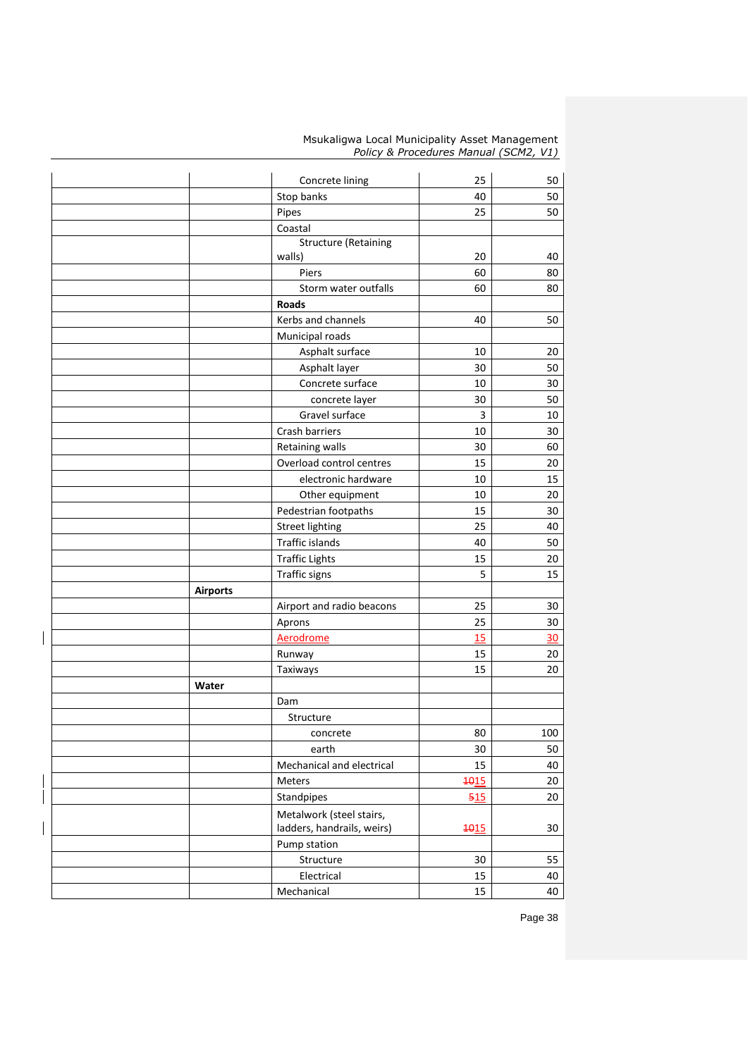| | | Concrete lining | 25 | 50 |
|---|---|---|---|---|
| | | Stop banks | 40 | 50 |
| | | Pipes | 25 | 50 |
| | | Coastal | | |
| | | Structure (Retaining walls) | 20 | 40 |
| | | Piers | 60 | 80 |
| | | Storm water outfalls | 60 | 80 |
| | | **Roads** | | |
| | | Kerbs and channels | 40 | 50 |
| | | Municipal roads | | |
| | | Asphalt surface | 10 | 20 |
| | | Asphalt layer | 30 | 50 |
| | | Concrete surface | 10 | 30 |
| | | concrete layer | 30 | 50 |
| | | Gravel surface | 3 | 10 |
| | | Crash barriers | 10 | 30 |
| | | Retaining walls | 30 | 60 |
| | | Overload control centres | 15 | 20 |
| | | electronic hardware | 10 | 15 |
| | | Other equipment | 10 | 20 |
| | | Pedestrian footpaths | 15 | 30 |
| | | Street lighting | 25 | 40 |
| | | Traffic islands | 40 | 50 |
| | | Traffic Lights | 15 | 20 |
| | | Traffic signs | 5 | 15 |
| | **Airports** | | | |
| | | Airport and radio beacons | 25 | 30 |
| | | Aprons | 25 | 30 |
| | | Aerodrome | 15 | 30 |
| | | Runway | 15 | 20 |
| | | Taxiways | 15 | 20 |
| | **Water** | | | |
| | | Dam | | |
| | | Structure | | |
| | | concrete | 80 | 100 |
| | | earth | 30 | 50 |
| | | Mechanical and electrical | 15 | 40 |
| | | Meters | ~~10~~15 | 20 |
| | | Standpipes | ~~5~~15 | 20 |
| | | Metalwork (steel stairs, ladders, handrails, weirs) | ~~10~~15 | 30 |
| | | Pump station | | |
| | | Structure | 30 | 55 |
| | | Electrical | 15 | 40 |
| | | Mechanical | 15 | 40 |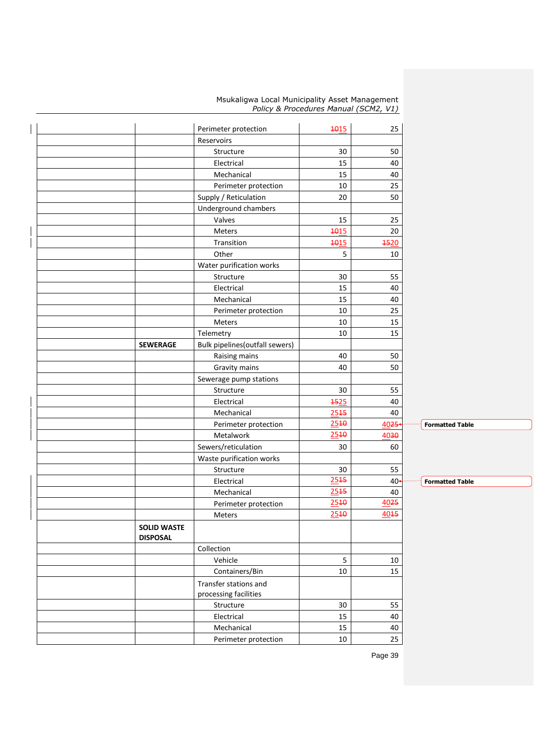| | | | | |
|---|---|---|---|---|
| | | Perimeter protection | ~~10~~15 | 25 |
| | | Reservoirs | | |
| | | Structure | 30 | 50 |
| | | Electrical | 15 | 40 |
| | | Mechanical | 15 | 40 |
| | | Perimeter protection | 10 | 25 |
| | | Supply / Reticulation | 20 | 50 |
| | | Underground chambers | | |
| | | Valves | 15 | 25 |
| | | Meters | ~~10~~15 | 20 |
| | | Transition | ~~10~~15 | ~~15~~20 |
| | | Other | 5 | 10 |
| | | Water purification works | | |
| | | Structure | 30 | 55 |
| | | Electrical | 15 | 40 |
| | | Mechanical | 15 | 40 |
| | | Perimeter protection | 10 | 25 |
| | | Meters | 10 | 15 |
| | | Telemetry | 10 | 15 |
| | **SEWERAGE** | Bulk pipelines(outfall sewers) | | |
| | | Raising mains | 40 | 50 |
| | | Gravity mains | 40 | 50 |
| | | Sewerage pump stations | | |
| | | Structure | 30 | 55 |
| | | Electrical | ~~15~~25 | 40 |
| | | Mechanical | 25~~15~~ | 40 |
| | | Perimeter protection | 25~~10~~ | 40~~25~~ |
| | | Metalwork | 25~~10~~ | 40~~30~~ |
| | | Sewers/reticulation | 30 | 60 |
| | | Waste purification works | | |
| | | Structure | 30 | 55 |
| | | Electrical | 25~~15~~ | 40 |
| | | Mechanical | 25~~15~~ | 40 |
| | | Perimeter protection | 25~~10~~ | 40~~25~~ |
| | | Meters | 25~~10~~ | 40~~15~~ |
| | **SOLID WASTE DISPOSAL** | | | |
| | | Collection | | |
| | | Vehicle | 5 | 10 |
| | | Containers/Bin | 10 | 15 |
| | | Transfer stations and processing facilities | | |
| | | Structure | 30 | 55 |
| | | Electrical | 15 | 40 |
| | | Mechanical | 15 | 40 |
| | | Perimeter protection | 10 | 25 |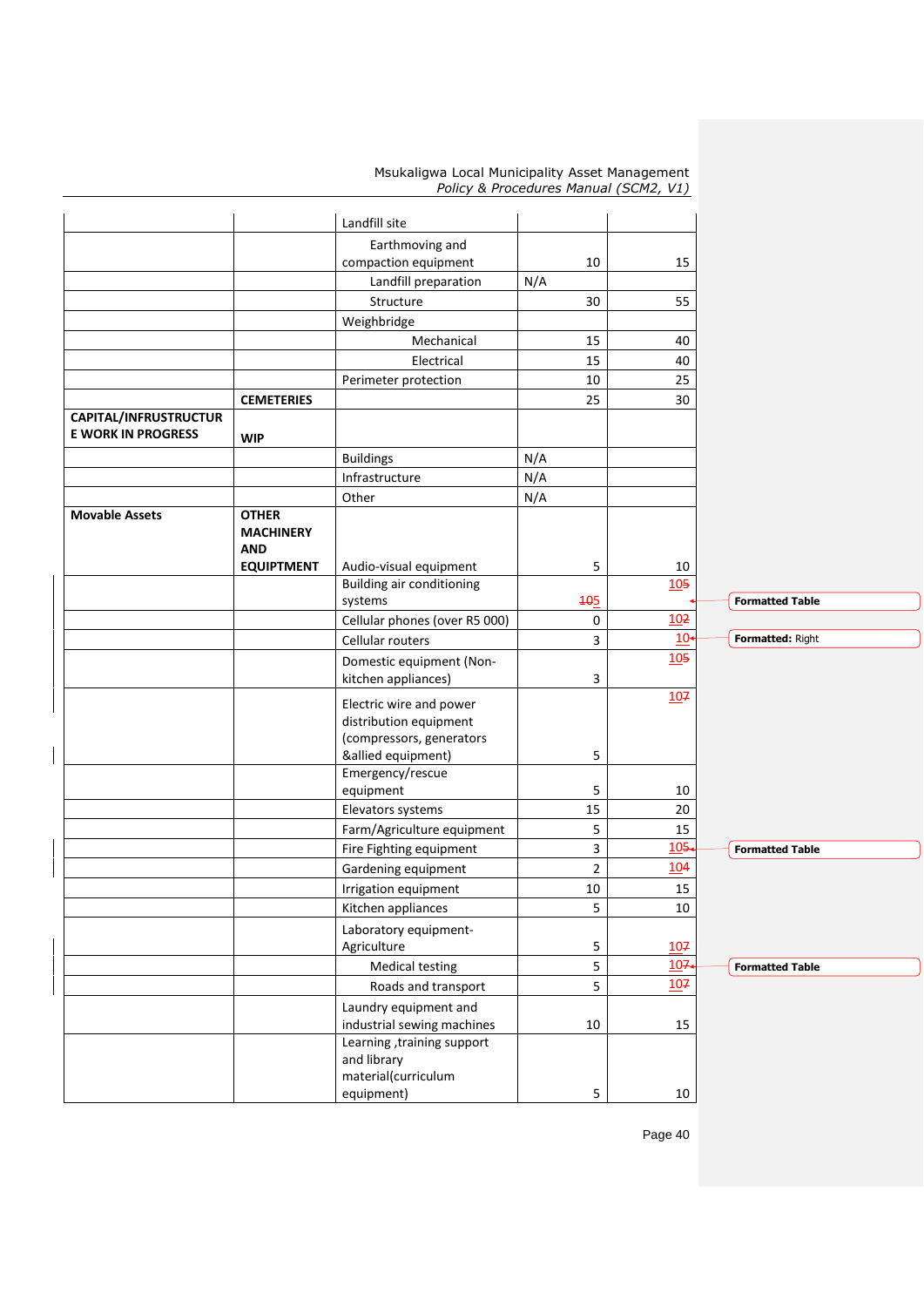| | | | | |
|---|---|---|---|---|
| | | Landfill site | | |
| | | Earthmoving and compaction equipment | 10 | 15 |
| | | Landfill preparation | N/A | |
| | | Structure | 30 | 55 |
| | | Weighbridge | | |
| | | Mechanical | 15 | 40 |
| | | Electrical | 15 | 40 |
| | | Perimeter protection | 10 | 25 |
| | **CEMETERIES** | | 25 | 30 |
| **CAPITAL/INFRUSTRUCTURE WORK IN PROGRESS** | **WIP** | | | |
| | | Buildings | N/A | |
| | | Infrastructure | N/A | |
| | | Other | N/A | |
| **Movable Assets** | **OTHER MACHINERY AND EQUIPTMENT** | Audio-visual equipment | 5 | 10 |
| | | Building air conditioning systems | 105 | 105 |
| | | Cellular phones (over R5 000) | 0 | 102 |
| | | Cellular routers | 3 | 10 |
| | | Domestic equipment (Non-kitchen appliances) | 3 | 105 |
| | | Electric wire and power distribution equipment (compressors, generators &allied equipment) | 5 | 107 |
| | | Emergency/rescue equipment | 5 | 10 |
| | | Elevators systems | 15 | 20 |
| | | Farm/Agriculture equipment | 5 | 15 |
| | | Fire Fighting equipment | 3 | 105 |
| | | Gardening equipment | 2 | 104 |
| | | Irrigation equipment | 10 | 15 |
| | | Kitchen appliances | 5 | 10 |
| | | Laboratory equipment-Agriculture | 5 | 107 |
| | | Medical testing | 5 | 107 |
| | | Roads and transport | 5 | 107 |
| | | Laundry equipment and industrial sewing machines | 10 | 15 |
| | | Learning ,training support and library material(curriculum equipment) | 5 | 10 |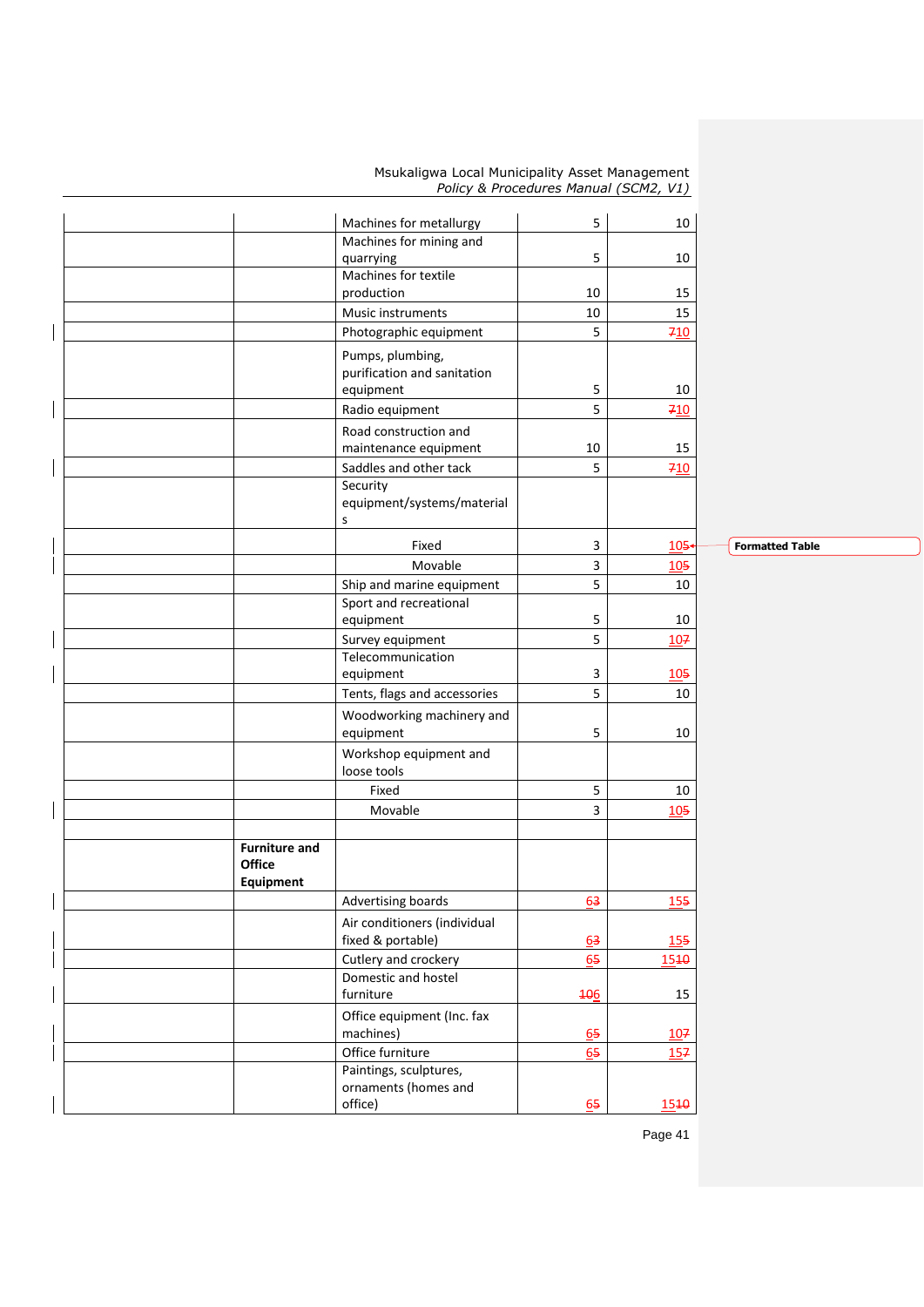| | | | | |
|---|---|---|---|---|
| | | Machines for metallurgy | 5 | 10 |
| | | Machines for mining and quarrying | 5 | 10 |
| | | Machines for textile production | 10 | 15 |
| | | Music instruments | 10 | 15 |
| | | Photographic equipment | 5 | ~~7~~10 |
| | | Pumps, plumbing, purification and sanitation equipment | 5 | 10 |
| | | Radio equipment | 5 | ~~7~~10 |
| | | Road construction and maintenance equipment | 10 | 15 |
| | | Saddles and other tack | 5 | ~~7~~10 |
| | | Security equipment/systems/materials | | |
| | | Fixed | 3 | 10~~5~~ |
| | | Movable | 3 | 10~~5~~ |
| | | Ship and marine equipment | 5 | 10 |
| | | Sport and recreational equipment | 5 | 10 |
| | | Survey equipment | 5 | 10~~7~~ |
| | | Telecommunication equipment | 3 | 10~~5~~ |
| | | Tents, flags and accessories | 5 | 10 |
| | | Woodworking machinery and equipment | 5 | 10 |
| | | Workshop equipment and loose tools | | |
| | | Fixed | 5 | 10 |
| | | Movable | 3 | 10~~5~~ |
| | | | | |
| | **Furniture and Office Equipment** | | | |
| | | Advertising boards | 6~~3~~ | 15~~5~~ |
| | | Air conditioners (individual fixed & portable) | 6~~3~~ | 15~~5~~ |
| | | Cutlery and crockery | 6~~5~~ | 15~~10~~ |
| | | Domestic and hostel furniture | ~~10~~6 | 15 |
| | | Office equipment (Inc. fax machines) | 6~~5~~ | 10~~7~~ |
| | | Office furniture | 6~~5~~ | 15~~7~~ |
| | | Paintings, sculptures, ornaments (homes and office) | 6~~5~~ | 15~~10~~ |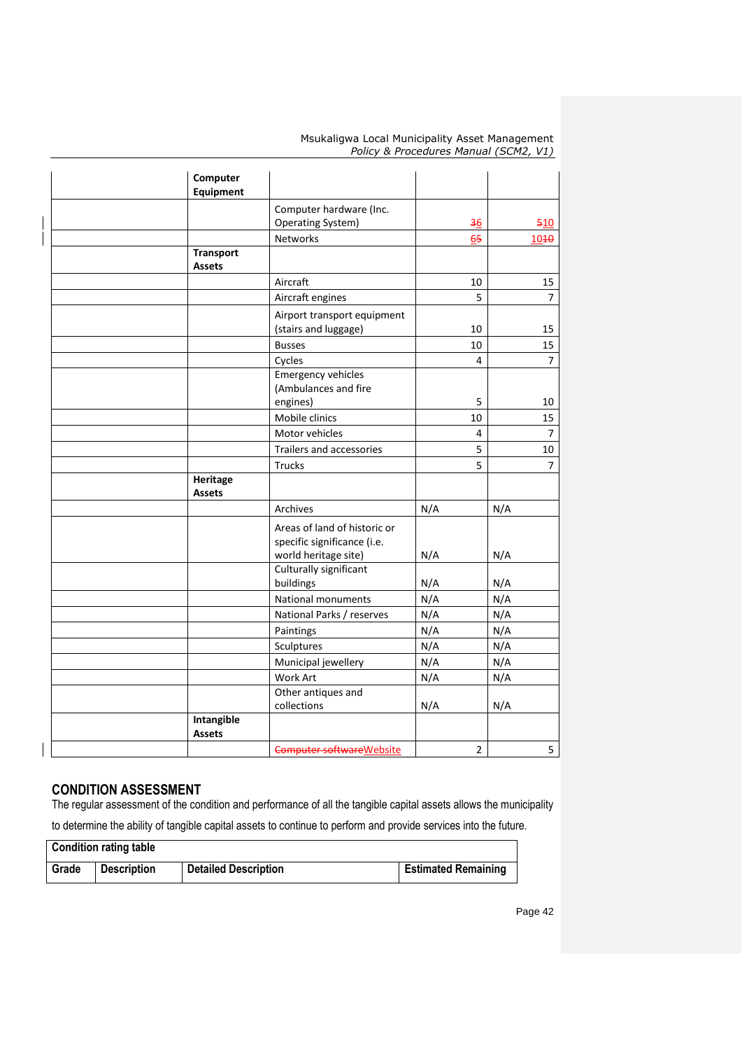| | | | | |
|---|---|---|---|---|
| | **Computer Equipment** | | | |
| | | Computer hardware (Inc. Operating System) | ~~3~~6 | ~~5~~10 |
| | | Networks | 6~~5~~ | 10~~10~~ |
| | **Transport Assets** | | | |
| | | Aircraft | 10 | 15 |
| | | Aircraft engines | 5 | 7 |
| | | Airport transport equipment (stairs and luggage) | 10 | 15 |
| | | Busses | 10 | 15 |
| | | Cycles | 4 | 7 |
| | | Emergency vehicles (Ambulances and fire engines) | 5 | 10 |
| | | Mobile clinics | 10 | 15 |
| | | Motor vehicles | 4 | 7 |
| | | Trailers and accessories | 5 | 10 |
| | | Trucks | 5 | 7 |
| | **Heritage Assets** | | | |
| | | Archives | N/A | N/A |
| | | Areas of land of historic or specific significance (i.e. world heritage site) | N/A | N/A |
| | | Culturally significant buildings | N/A | N/A |
| | | National monuments | N/A | N/A |
| | | National Parks / reserves | N/A | N/A |
| | | Paintings | N/A | N/A |
| | | Sculptures | N/A | N/A |
| | | Municipal jewellery | N/A | N/A |
| | | Work Art | N/A | N/A |
| | | Other antiques and collections | N/A | N/A |
| | **Intangible Assets** | | | |
| | | ~~Computer software~~Website | 2 | 5 |

## CONDITION ASSESSMENT

The regular assessment of the condition and performance of all the tangible capital assets allows the municipality to determine the ability of tangible capital assets to continue to perform and provide services into the future.

| **Condition rating table** | | | |
|---|---|---|---|
| **Grade** | **Description** | **Detailed Description** | **Estimated Remaining** |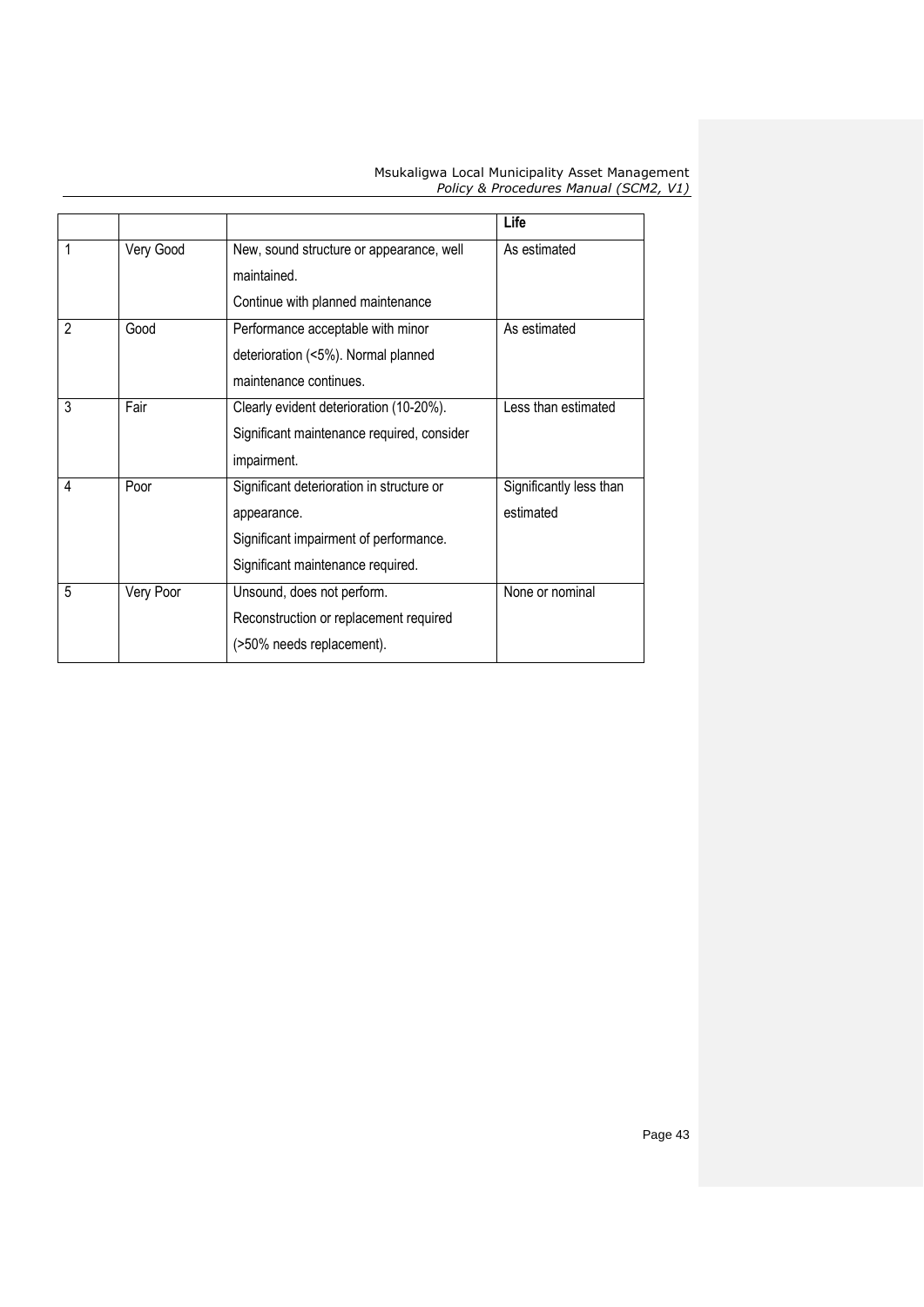| | | | Life |
|---|---|---|---|
| 1 | Very Good | New, sound structure or appearance, well maintained.<br>Continue with planned maintenance | As estimated |
| 2 | Good | Performance acceptable with minor deterioration (<5%). Normal planned maintenance continues. | As estimated |
| 3 | Fair | Clearly evident deterioration (10-20%).<br>Significant maintenance required, consider impairment. | Less than estimated |
| 4 | Poor | Significant deterioration in structure or appearance.<br>Significant impairment of performance.<br>Significant maintenance required. | Significantly less than estimated |
| 5 | Very Poor | Unsound, does not perform.<br>Reconstruction or replacement required (>50% needs replacement). | None or nominal |